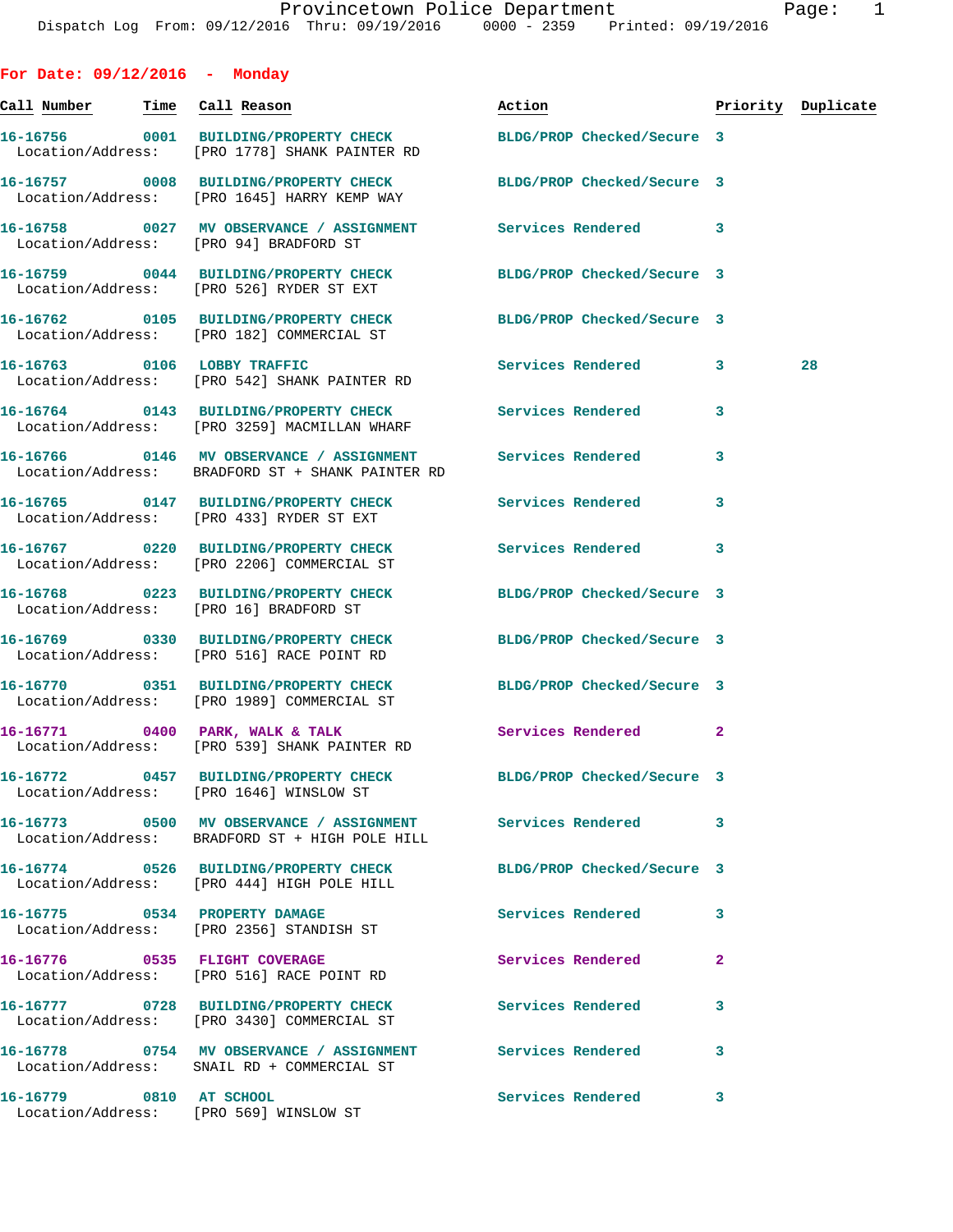Provincetown Police Department
Dispatch Log From: 09/12/2016 Thru: 09/19/2016 0000 - 2359 Printed: 09/19/2016

## For Date: 09/12/2016 - Monday

| Call Number | Time | Call Reason | Action | Priority | Duplicate |
|---|---|---|---|---|---|
| 16-16756 | 0001 | BUILDING/PROPERTY CHECK | BLDG/PROP Checked/Secure | 3 | |
| Location/Address: | | [PRO 1778] SHANK PAINTER RD | | | |
| 16-16757 | 0008 | BUILDING/PROPERTY CHECK | BLDG/PROP Checked/Secure | 3 | |
| Location/Address: | | [PRO 1645] HARRY KEMP WAY | | | |
| 16-16758 | 0027 | MV OBSERVANCE / ASSIGNMENT | Services Rendered | 3 | |
| Location/Address: | | [PRO 94] BRADFORD ST | | | |
| 16-16759 | 0044 | BUILDING/PROPERTY CHECK | BLDG/PROP Checked/Secure | 3 | |
| Location/Address: | | [PRO 526] RYDER ST EXT | | | |
| 16-16762 | 0105 | BUILDING/PROPERTY CHECK | BLDG/PROP Checked/Secure | 3 | |
| Location/Address: | | [PRO 182] COMMERCIAL ST | | | |
| 16-16763 | 0106 | LOBBY TRAFFIC | Services Rendered | 3 | 28 |
| Location/Address: | | [PRO 542] SHANK PAINTER RD | | | |
| 16-16764 | 0143 | BUILDING/PROPERTY CHECK | Services Rendered | 3 | |
| Location/Address: | | [PRO 3259] MACMILLAN WHARF | | | |
| 16-16766 | 0146 | MV OBSERVANCE / ASSIGNMENT | Services Rendered | 3 | |
| Location/Address: | | BRADFORD ST + SHANK PAINTER RD | | | |
| 16-16765 | 0147 | BUILDING/PROPERTY CHECK | Services Rendered | 3 | |
| Location/Address: | | [PRO 433] RYDER ST EXT | | | |
| 16-16767 | 0220 | BUILDING/PROPERTY CHECK | Services Rendered | 3 | |
| Location/Address: | | [PRO 2206] COMMERCIAL ST | | | |
| 16-16768 | 0223 | BUILDING/PROPERTY CHECK | BLDG/PROP Checked/Secure | 3 | |
| Location/Address: | | [PRO 16] BRADFORD ST | | | |
| 16-16769 | 0330 | BUILDING/PROPERTY CHECK | BLDG/PROP Checked/Secure | 3 | |
| Location/Address: | | [PRO 516] RACE POINT RD | | | |
| 16-16770 | 0351 | BUILDING/PROPERTY CHECK | BLDG/PROP Checked/Secure | 3 | |
| Location/Address: | | [PRO 1989] COMMERCIAL ST | | | |
| 16-16771 | 0400 | PARK, WALK & TALK | Services Rendered | 2 | |
| Location/Address: | | [PRO 539] SHANK PAINTER RD | | | |
| 16-16772 | 0457 | BUILDING/PROPERTY CHECK | BLDG/PROP Checked/Secure | 3 | |
| Location/Address: | | [PRO 1646] WINSLOW ST | | | |
| 16-16773 | 0500 | MV OBSERVANCE / ASSIGNMENT | Services Rendered | 3 | |
| Location/Address: | | BRADFORD ST + HIGH POLE HILL | | | |
| 16-16774 | 0526 | BUILDING/PROPERTY CHECK | BLDG/PROP Checked/Secure | 3 | |
| Location/Address: | | [PRO 444] HIGH POLE HILL | | | |
| 16-16775 | 0534 | PROPERTY DAMAGE | Services Rendered | 3 | |
| Location/Address: | | [PRO 2356] STANDISH ST | | | |
| 16-16776 | 0535 | FLIGHT COVERAGE | Services Rendered | 2 | |
| Location/Address: | | [PRO 516] RACE POINT RD | | | |
| 16-16777 | 0728 | BUILDING/PROPERTY CHECK | Services Rendered | 3 | |
| Location/Address: | | [PRO 3430] COMMERCIAL ST | | | |
| 16-16778 | 0754 | MV OBSERVANCE / ASSIGNMENT | Services Rendered | 3 | |
| Location/Address: | | SNAIL RD + COMMERCIAL ST | | | |
| 16-16779 | 0810 | AT SCHOOL | Services Rendered | 3 | |
| Location/Address: | | [PRO 569] WINSLOW ST | | | |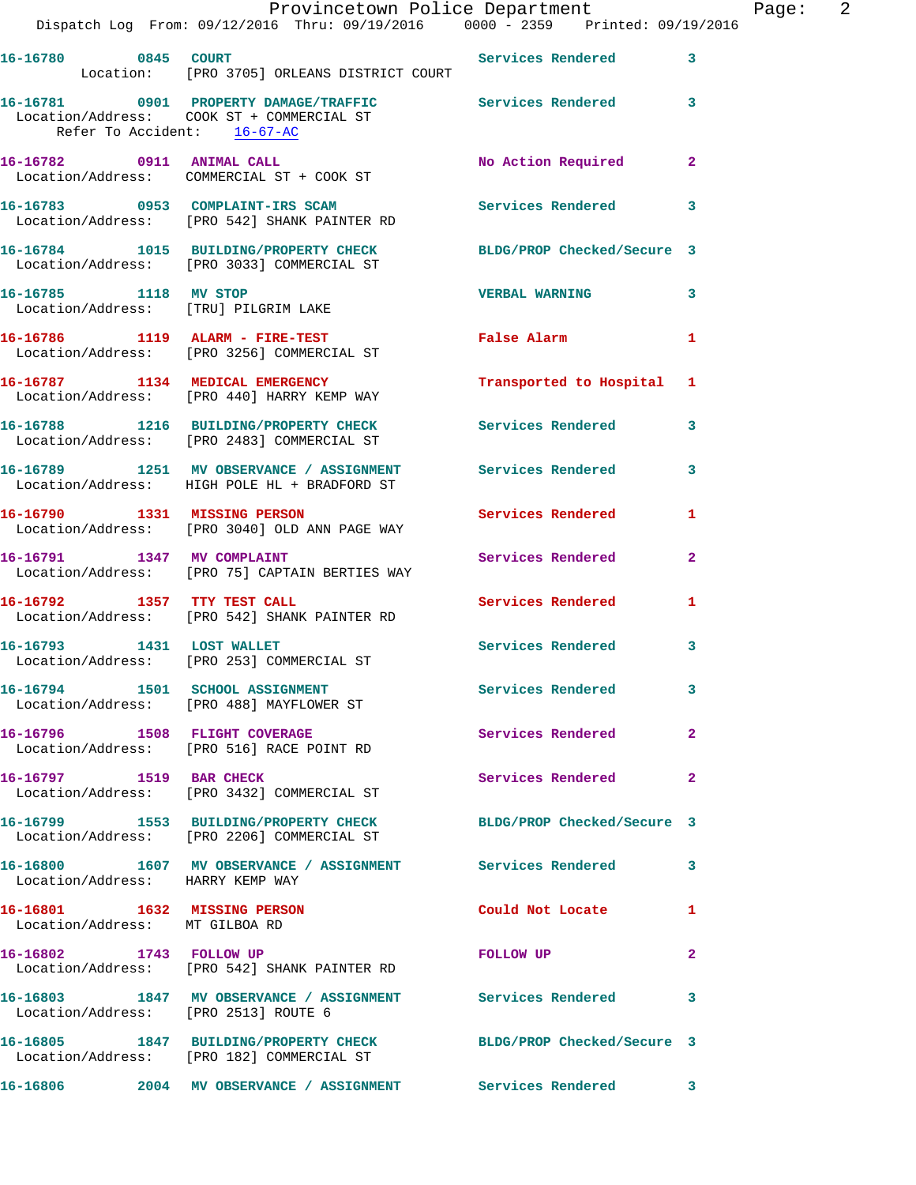16-16780 0845 COURT Services Rendered 3
Location: [PRO 3705] ORLEANS DISTRICT COURT

16-16781 0901 PROPERTY DAMAGE/TRAFFIC Services Rendered 3
Location/Address: COOK ST + COMMERCIAL ST
Refer To Accident: 16-67-AC

16-16782 0911 ANIMAL CALL No Action Required 2
Location/Address: COMMERCIAL ST + COOK ST

16-16783 0953 COMPLAINT-IRS SCAM Services Rendered 3
Location/Address: [PRO 542] SHANK PAINTER RD

16-16784 1015 BUILDING/PROPERTY CHECK BLDG/PROP Checked/Secure 3
Location/Address: [PRO 3033] COMMERCIAL ST

16-16785 1118 MV STOP VERBAL WARNING 3
Location/Address: [TRU] PILGRIM LAKE

16-16786 1119 ALARM - FIRE-TEST False Alarm 1
Location/Address: [PRO 3256] COMMERCIAL ST

16-16787 1134 MEDICAL EMERGENCY Transported to Hospital 1
Location/Address: [PRO 440] HARRY KEMP WAY

16-16788 1216 BUILDING/PROPERTY CHECK Services Rendered 3
Location/Address: [PRO 2483] COMMERCIAL ST

16-16789 1251 MV OBSERVANCE / ASSIGNMENT Services Rendered 3
Location/Address: HIGH POLE HL + BRADFORD ST

16-16790 1331 MISSING PERSON Services Rendered 1
Location/Address: [PRO 3040] OLD ANN PAGE WAY

16-16791 1347 MV COMPLAINT Services Rendered 2
Location/Address: [PRO 75] CAPTAIN BERTIES WAY

16-16792 1357 TTY TEST CALL Services Rendered 1
Location/Address: [PRO 542] SHANK PAINTER RD

16-16793 1431 LOST WALLET Services Rendered 3
Location/Address: [PRO 253] COMMERCIAL ST

16-16794 1501 SCHOOL ASSIGNMENT Services Rendered 3
Location/Address: [PRO 488] MAYFLOWER ST

16-16796 1508 FLIGHT COVERAGE Services Rendered 2
Location/Address: [PRO 516] RACE POINT RD

16-16797 1519 BAR CHECK Services Rendered 2
Location/Address: [PRO 3432] COMMERCIAL ST

16-16799 1553 BUILDING/PROPERTY CHECK BLDG/PROP Checked/Secure 3
Location/Address: [PRO 2206] COMMERCIAL ST

16-16800 1607 MV OBSERVANCE / ASSIGNMENT Services Rendered 3
Location/Address: HARRY KEMP WAY

16-16801 1632 MISSING PERSON Could Not Locate 1
Location/Address: MT GILBOA RD

16-16802 1743 FOLLOW UP FOLLOW UP 2
Location/Address: [PRO 542] SHANK PAINTER RD

16-16803 1847 MV OBSERVANCE / ASSIGNMENT Services Rendered 3
Location/Address: [PRO 2513] ROUTE 6

16-16805 1847 BUILDING/PROPERTY CHECK BLDG/PROP Checked/Secure 3
Location/Address: [PRO 182] COMMERCIAL ST

16-16806 2004 MV OBSERVANCE / ASSIGNMENT Services Rendered 3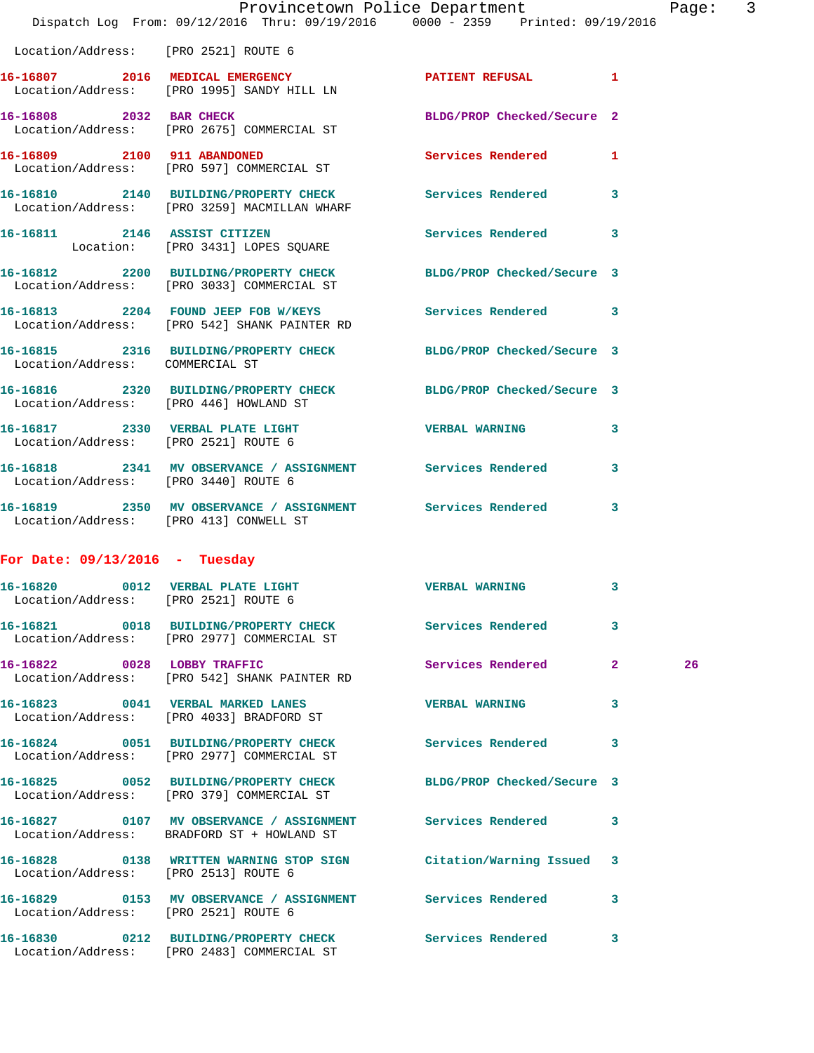Location/Address: [PRO 2521] ROUTE 6

| Call # | Time | Call Type | Disposition | Priority | |
|---|---|---|---|---|---|
| 16-16807 | 2016 | MEDICAL EMERGENCY | PATIENT REFUSAL | 1 | |
| | | Location/Address: [PRO 1995] SANDY HILL LN | | | |
| 16-16808 | 2032 | BAR CHECK | BLDG/PROP Checked/Secure | 2 | |
| | | Location/Address: [PRO 2675] COMMERCIAL ST | | | |
| 16-16809 | 2100 | 911 ABANDONED | Services Rendered | 1 | |
| | | Location/Address: [PRO 597] COMMERCIAL ST | | | |
| 16-16810 | 2140 | BUILDING/PROPERTY CHECK | Services Rendered | 3 | |
| | | Location/Address: [PRO 3259] MACMILLAN WHARF | | | |
| 16-16811 | 2146 | ASSIST CITIZEN | Services Rendered | 3 | |
| | | Location: [PRO 3431] LOPES SQUARE | | | |
| 16-16812 | 2200 | BUILDING/PROPERTY CHECK | BLDG/PROP Checked/Secure | 3 | |
| | | Location/Address: [PRO 3033] COMMERCIAL ST | | | |
| 16-16813 | 2204 | FOUND JEEP FOB W/KEYS | Services Rendered | 3 | |
| | | Location/Address: [PRO 542] SHANK PAINTER RD | | | |
| 16-16815 | 2316 | BUILDING/PROPERTY CHECK | BLDG/PROP Checked/Secure | 3 | |
| | | Location/Address: COMMERCIAL ST | | | |
| 16-16816 | 2320 | BUILDING/PROPERTY CHECK | BLDG/PROP Checked/Secure | 3 | |
| | | Location/Address: [PRO 446] HOWLAND ST | | | |
| 16-16817 | 2330 | VERBAL PLATE LIGHT | VERBAL WARNING | 3 | |
| | | Location/Address: [PRO 2521] ROUTE 6 | | | |
| 16-16818 | 2341 | MV OBSERVANCE / ASSIGNMENT | Services Rendered | 3 | |
| | | Location/Address: [PRO 3440] ROUTE 6 | | | |
| 16-16819 | 2350 | MV OBSERVANCE / ASSIGNMENT | Services Rendered | 3 | |
| | | Location/Address: [PRO 413] CONWELL ST | | | |

## For Date: 09/13/2016 - Tuesday

| Call # | Time | Call Type | Disposition | Priority | |
|---|---|---|---|---|---|
| 16-16820 | 0012 | VERBAL PLATE LIGHT | VERBAL WARNING | 3 | |
| | | Location/Address: [PRO 2521] ROUTE 6 | | | |
| 16-16821 | 0018 | BUILDING/PROPERTY CHECK | Services Rendered | 3 | |
| | | Location/Address: [PRO 2977] COMMERCIAL ST | | | |
| 16-16822 | 0028 | LOBBY TRAFFIC | Services Rendered | 2 | 26 |
| | | Location/Address: [PRO 542] SHANK PAINTER RD | | | |
| 16-16823 | 0041 | VERBAL MARKED LANES | VERBAL WARNING | 3 | |
| | | Location/Address: [PRO 4033] BRADFORD ST | | | |
| 16-16824 | 0051 | BUILDING/PROPERTY CHECK | Services Rendered | 3 | |
| | | Location/Address: [PRO 2977] COMMERCIAL ST | | | |
| 16-16825 | 0052 | BUILDING/PROPERTY CHECK | BLDG/PROP Checked/Secure | 3 | |
| | | Location/Address: [PRO 379] COMMERCIAL ST | | | |
| 16-16827 | 0107 | MV OBSERVANCE / ASSIGNMENT | Services Rendered | 3 | |
| | | Location/Address: BRADFORD ST + HOWLAND ST | | | |
| 16-16828 | 0138 | WRITTEN WARNING STOP SIGN | Citation/Warning Issued | 3 | |
| | | Location/Address: [PRO 2513] ROUTE 6 | | | |
| 16-16829 | 0153 | MV OBSERVANCE / ASSIGNMENT | Services Rendered | 3 | |
| | | Location/Address: [PRO 2521] ROUTE 6 | | | |
| 16-16830 | 0212 | BUILDING/PROPERTY CHECK | Services Rendered | 3 | |
| | | Location/Address: [PRO 2483] COMMERCIAL ST | | | |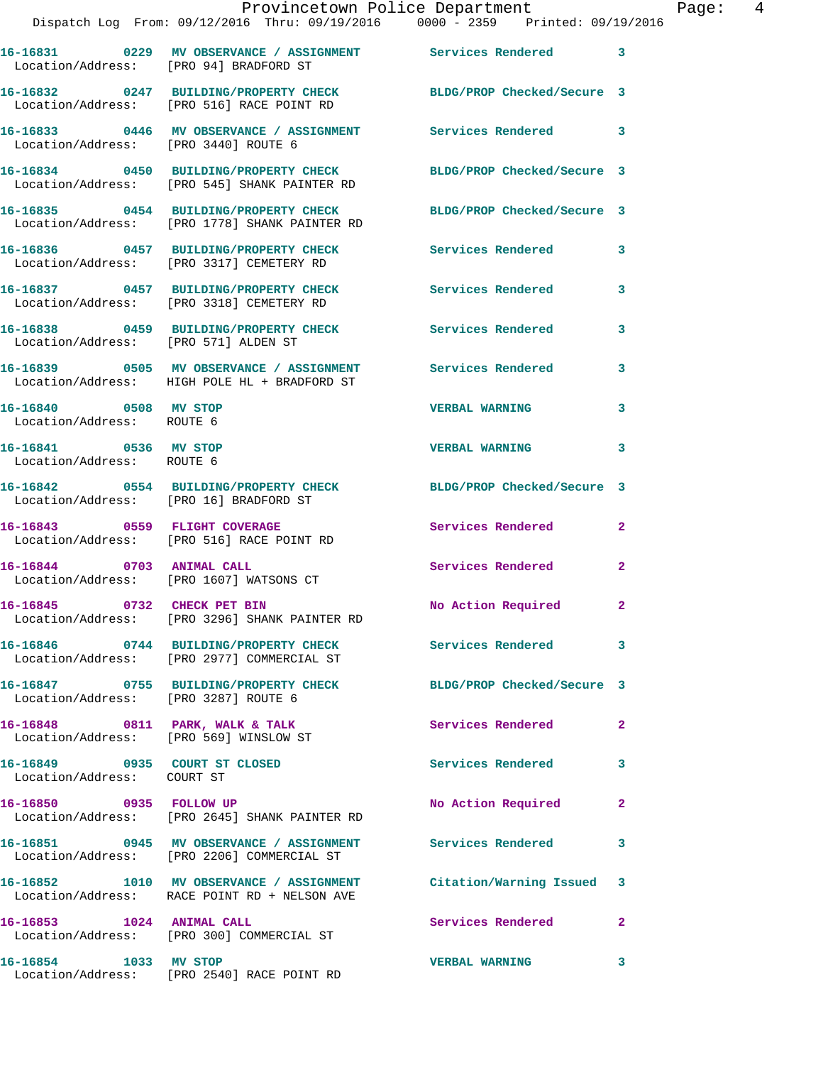16-16831 0229 MV OBSERVANCE / ASSIGNMENT Services Rendered 3
Location/Address: [PRO 94] BRADFORD ST

16-16832 0247 BUILDING/PROPERTY CHECK BLDG/PROP Checked/Secure 3
Location/Address: [PRO 516] RACE POINT RD

16-16833 0446 MV OBSERVANCE / ASSIGNMENT Services Rendered 3
Location/Address: [PRO 3440] ROUTE 6

16-16834 0450 BUILDING/PROPERTY CHECK BLDG/PROP Checked/Secure 3
Location/Address: [PRO 545] SHANK PAINTER RD

16-16835 0454 BUILDING/PROPERTY CHECK BLDG/PROP Checked/Secure 3
Location/Address: [PRO 1778] SHANK PAINTER RD

16-16836 0457 BUILDING/PROPERTY CHECK Services Rendered 3
Location/Address: [PRO 3317] CEMETERY RD

16-16837 0457 BUILDING/PROPERTY CHECK Services Rendered 3
Location/Address: [PRO 3318] CEMETERY RD

16-16838 0459 BUILDING/PROPERTY CHECK Services Rendered 3
Location/Address: [PRO 571] ALDEN ST

16-16839 0505 MV OBSERVANCE / ASSIGNMENT Services Rendered 3
Location/Address: HIGH POLE HL + BRADFORD ST

16-16840 0508 MV STOP VERBAL WARNING 3
Location/Address: ROUTE 6

16-16841 0536 MV STOP VERBAL WARNING 3
Location/Address: ROUTE 6

16-16842 0554 BUILDING/PROPERTY CHECK BLDG/PROP Checked/Secure 3
Location/Address: [PRO 16] BRADFORD ST

16-16843 0559 FLIGHT COVERAGE Services Rendered 2
Location/Address: [PRO 516] RACE POINT RD

16-16844 0703 ANIMAL CALL Services Rendered 2
Location/Address: [PRO 1607] WATSONS CT

16-16845 0732 CHECK PET BIN No Action Required 2
Location/Address: [PRO 3296] SHANK PAINTER RD

16-16846 0744 BUILDING/PROPERTY CHECK Services Rendered 3
Location/Address: [PRO 2977] COMMERCIAL ST

16-16847 0755 BUILDING/PROPERTY CHECK BLDG/PROP Checked/Secure 3
Location/Address: [PRO 3287] ROUTE 6

16-16848 0811 PARK, WALK & TALK Services Rendered 2
Location/Address: [PRO 569] WINSLOW ST

16-16849 0935 COURT ST CLOSED Services Rendered 3
Location/Address: COURT ST

16-16850 0935 FOLLOW UP No Action Required 2
Location/Address: [PRO 2645] SHANK PAINTER RD

16-16851 0945 MV OBSERVANCE / ASSIGNMENT Services Rendered 3
Location/Address: [PRO 2206] COMMERCIAL ST

16-16852 1010 MV OBSERVANCE / ASSIGNMENT Citation/Warning Issued 3
Location/Address: RACE POINT RD + NELSON AVE

16-16853 1024 ANIMAL CALL Services Rendered 2
Location/Address: [PRO 300] COMMERCIAL ST

16-16854 1033 MV STOP VERBAL WARNING 3
Location/Address: [PRO 2540] RACE POINT RD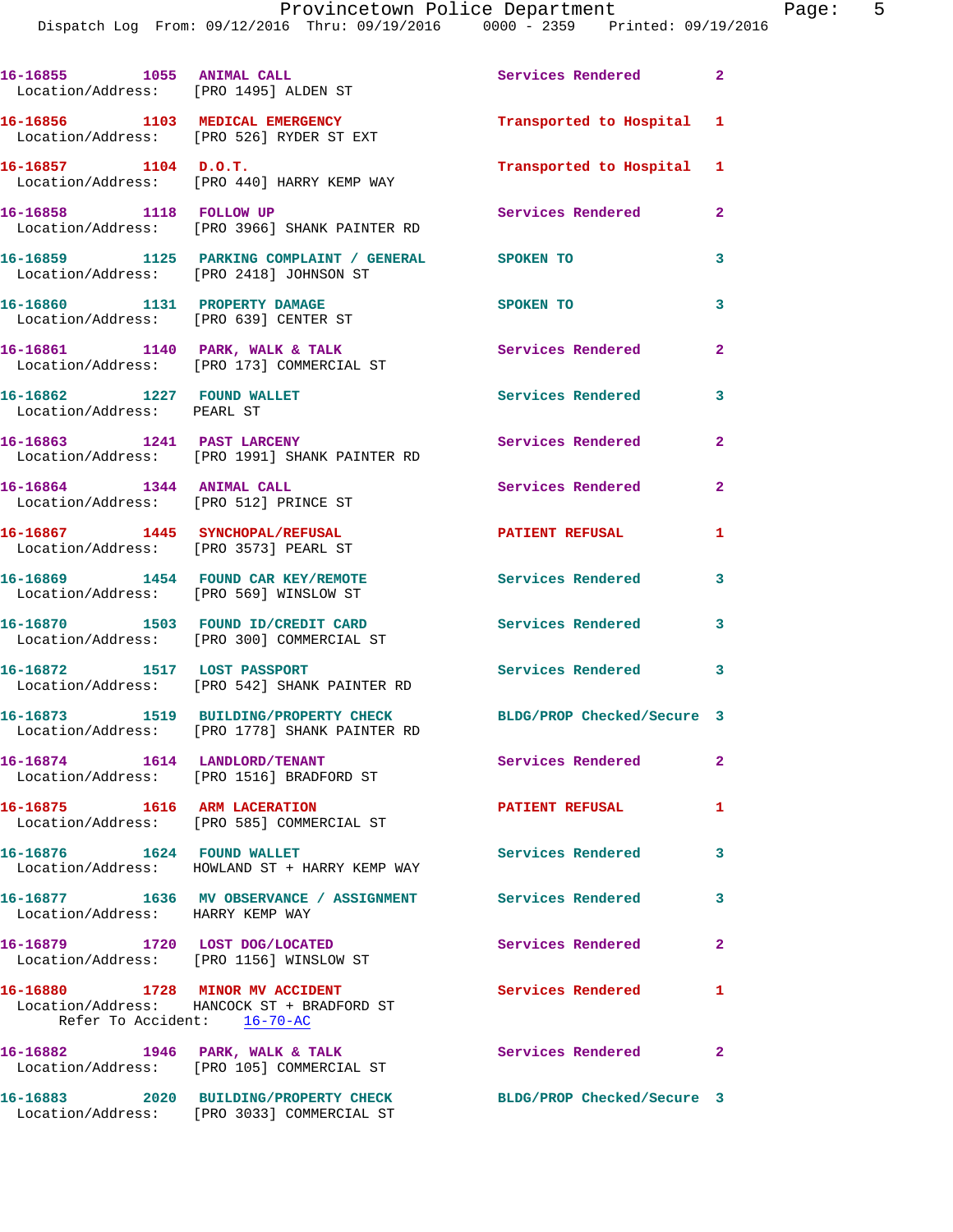16-16855 1055 ANIMAL CALL Services Rendered 2
Location/Address: [PRO 1495] ALDEN ST

16-16856 1103 MEDICAL EMERGENCY Transported to Hospital 1
Location/Address: [PRO 526] RYDER ST EXT

16-16857 1104 D.O.T. Transported to Hospital 1
Location/Address: [PRO 440] HARRY KEMP WAY

16-16858 1118 FOLLOW UP Services Rendered 2
Location/Address: [PRO 3966] SHANK PAINTER RD

16-16859 1125 PARKING COMPLAINT / GENERAL SPOKEN TO 3
Location/Address: [PRO 2418] JOHNSON ST

16-16860 1131 PROPERTY DAMAGE SPOKEN TO 3
Location/Address: [PRO 639] CENTER ST

16-16861 1140 PARK, WALK & TALK Services Rendered 2
Location/Address: [PRO 173] COMMERCIAL ST

16-16862 1227 FOUND WALLET Services Rendered 3
Location/Address: PEARL ST

16-16863 1241 PAST LARCENY Services Rendered 2
Location/Address: [PRO 1991] SHANK PAINTER RD

16-16864 1344 ANIMAL CALL Services Rendered 2
Location/Address: [PRO 512] PRINCE ST

16-16867 1445 SYNCHOPAL/REFUSAL PATIENT REFUSAL 1
Location/Address: [PRO 3573] PEARL ST

16-16869 1454 FOUND CAR KEY/REMOTE Services Rendered 3
Location/Address: [PRO 569] WINSLOW ST

16-16870 1503 FOUND ID/CREDIT CARD Services Rendered 3
Location/Address: [PRO 300] COMMERCIAL ST

16-16872 1517 LOST PASSPORT Services Rendered 3
Location/Address: [PRO 542] SHANK PAINTER RD

16-16873 1519 BUILDING/PROPERTY CHECK BLDG/PROP Checked/Secure 3
Location/Address: [PRO 1778] SHANK PAINTER RD

16-16874 1614 LANDLORD/TENANT Services Rendered 2
Location/Address: [PRO 1516] BRADFORD ST

16-16875 1616 ARM LACERATION PATIENT REFUSAL 1
Location/Address: [PRO 585] COMMERCIAL ST

16-16876 1624 FOUND WALLET Services Rendered 3
Location/Address: HOWLAND ST + HARRY KEMP WAY

16-16877 1636 MV OBSERVANCE / ASSIGNMENT Services Rendered 3
Location/Address: HARRY KEMP WAY

16-16879 1720 LOST DOG/LOCATED Services Rendered 2
Location/Address: [PRO 1156] WINSLOW ST

16-16880 1728 MINOR MV ACCIDENT Services Rendered 1
Location/Address: HANCOCK ST + BRADFORD ST
Refer To Accident: 16-70-AC

16-16882 1946 PARK, WALK & TALK Services Rendered 2
Location/Address: [PRO 105] COMMERCIAL ST

16-16883 2020 BUILDING/PROPERTY CHECK BLDG/PROP Checked/Secure 3
Location/Address: [PRO 3033] COMMERCIAL ST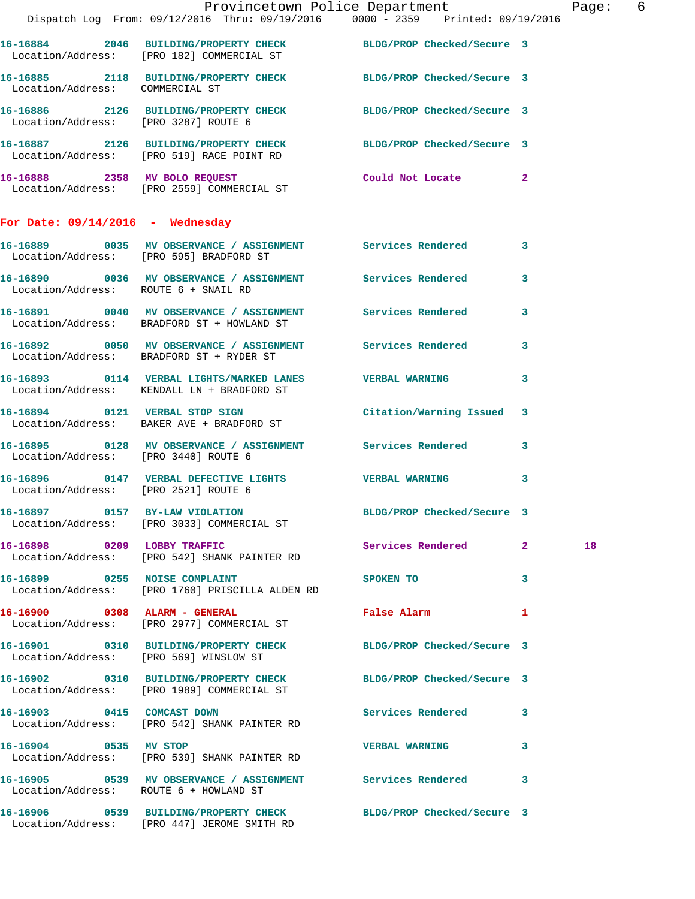16-16884 2046 BUILDING/PROPERTY CHECK BLDG/PROP Checked/Secure 3
Location/Address: [PRO 182] COMMERCIAL ST

16-16885 2118 BUILDING/PROPERTY CHECK BLDG/PROP Checked/Secure 3
Location/Address: COMMERCIAL ST

16-16886 2126 BUILDING/PROPERTY CHECK BLDG/PROP Checked/Secure 3
Location/Address: [PRO 3287] ROUTE 6

16-16887 2126 BUILDING/PROPERTY CHECK BLDG/PROP Checked/Secure 3
Location/Address: [PRO 519] RACE POINT RD

16-16888 2358 MV BOLO REQUEST Could Not Locate 2
Location/Address: [PRO 2559] COMMERCIAL ST

## For Date: 09/14/2016 - Wednesday

16-16889 0035 MV OBSERVANCE / ASSIGNMENT Services Rendered 3
Location/Address: [PRO 595] BRADFORD ST

16-16890 0036 MV OBSERVANCE / ASSIGNMENT Services Rendered 3
Location/Address: ROUTE 6 + SNAIL RD

16-16891 0040 MV OBSERVANCE / ASSIGNMENT Services Rendered 3
Location/Address: BRADFORD ST + HOWLAND ST

16-16892 0050 MV OBSERVANCE / ASSIGNMENT Services Rendered 3
Location/Address: BRADFORD ST + RYDER ST

16-16893 0114 VERBAL LIGHTS/MARKED LANES VERBAL WARNING 3
Location/Address: KENDALL LN + BRADFORD ST

16-16894 0121 VERBAL STOP SIGN Citation/Warning Issued 3
Location/Address: BAKER AVE + BRADFORD ST

16-16895 0128 MV OBSERVANCE / ASSIGNMENT Services Rendered 3
Location/Address: [PRO 3440] ROUTE 6

16-16896 0147 VERBAL DEFECTIVE LIGHTS VERBAL WARNING 3
Location/Address: [PRO 2521] ROUTE 6

16-16897 0157 BY-LAW VIOLATION BLDG/PROP Checked/Secure 3
Location/Address: [PRO 3033] COMMERCIAL ST

16-16898 0209 LOBBY TRAFFIC Services Rendered 2 18
Location/Address: [PRO 542] SHANK PAINTER RD

16-16899 0255 NOISE COMPLAINT SPOKEN TO 3
Location/Address: [PRO 1760] PRISCILLA ALDEN RD

16-16900 0308 ALARM - GENERAL False Alarm 1
Location/Address: [PRO 2977] COMMERCIAL ST

16-16901 0310 BUILDING/PROPERTY CHECK BLDG/PROP Checked/Secure 3
Location/Address: [PRO 569] WINSLOW ST

16-16902 0310 BUILDING/PROPERTY CHECK BLDG/PROP Checked/Secure 3
Location/Address: [PRO 1989] COMMERCIAL ST

16-16903 0415 COMCAST DOWN Services Rendered 3
Location/Address: [PRO 542] SHANK PAINTER RD

16-16904 0535 MV STOP VERBAL WARNING 3
Location/Address: [PRO 539] SHANK PAINTER RD

16-16905 0539 MV OBSERVANCE / ASSIGNMENT Services Rendered 3
Location/Address: ROUTE 6 + HOWLAND ST

16-16906 0539 BUILDING/PROPERTY CHECK BLDG/PROP Checked/Secure 3
Location/Address: [PRO 447] JEROME SMITH RD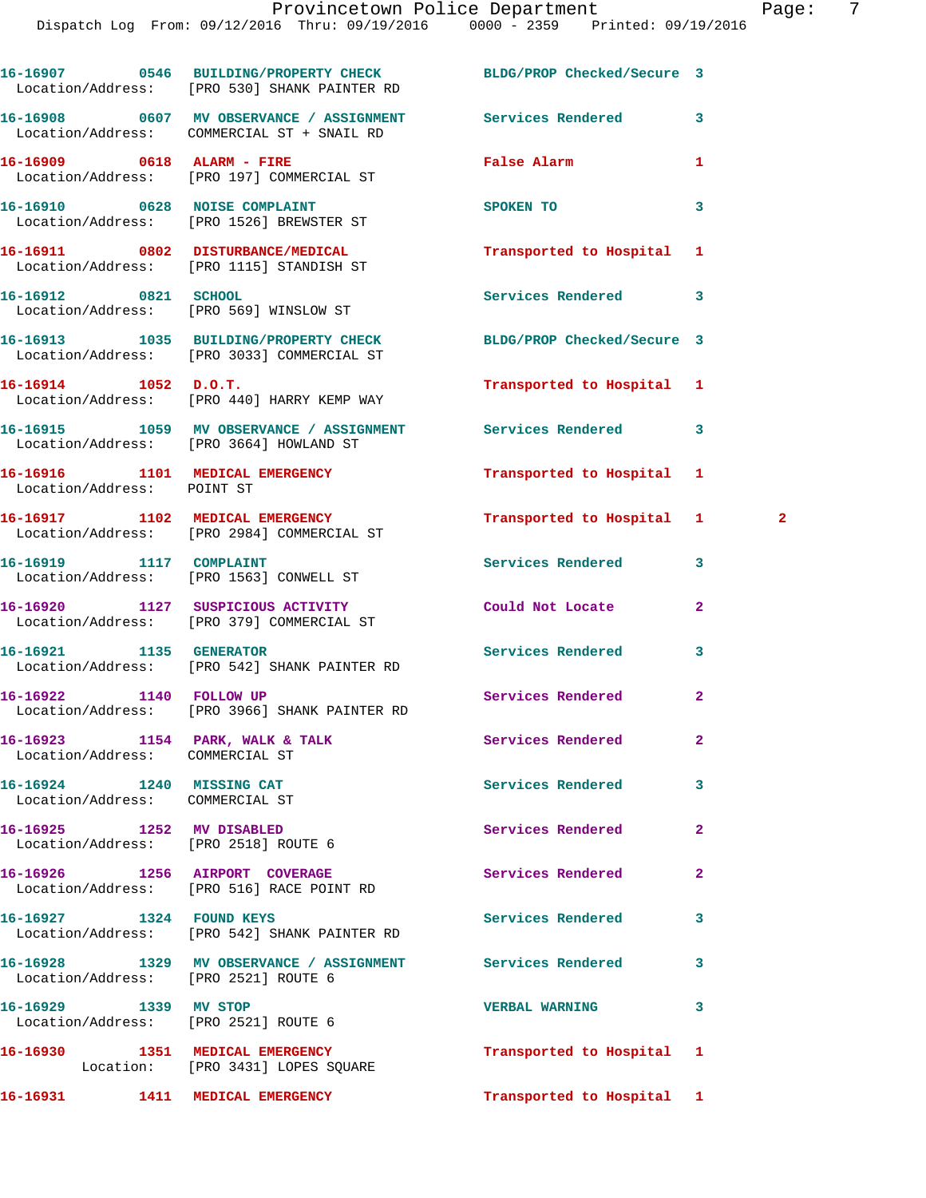16-16907 0546 BUILDING/PROPERTY CHECK BLDG/PROP Checked/Secure 3
Location/Address: [PRO 530] SHANK PAINTER RD

16-16908 0607 MV OBSERVANCE / ASSIGNMENT Services Rendered 3
Location/Address: COMMERCIAL ST + SNAIL RD

16-16909 0618 ALARM - FIRE False Alarm 1
Location/Address: [PRO 197] COMMERCIAL ST

16-16910 0628 NOISE COMPLAINT SPOKEN TO 3
Location/Address: [PRO 1526] BREWSTER ST

16-16911 0802 DISTURBANCE/MEDICAL Transported to Hospital 1
Location/Address: [PRO 1115] STANDISH ST

16-16912 0821 SCHOOL Services Rendered 3
Location/Address: [PRO 569] WINSLOW ST

16-16913 1035 BUILDING/PROPERTY CHECK BLDG/PROP Checked/Secure 3
Location/Address: [PRO 3033] COMMERCIAL ST

16-16914 1052 D.O.T. Transported to Hospital 1
Location/Address: [PRO 440] HARRY KEMP WAY

16-16915 1059 MV OBSERVANCE / ASSIGNMENT Services Rendered 3
Location/Address: [PRO 3664] HOWLAND ST

16-16916 1101 MEDICAL EMERGENCY Transported to Hospital 1
Location/Address: POINT ST

16-16917 1102 MEDICAL EMERGENCY Transported to Hospital 1 2
Location/Address: [PRO 2984] COMMERCIAL ST

16-16919 1117 COMPLAINT Services Rendered 3
Location/Address: [PRO 1563] CONWELL ST

16-16920 1127 SUSPICIOUS ACTIVITY Could Not Locate 2
Location/Address: [PRO 379] COMMERCIAL ST

16-16921 1135 GENERATOR Services Rendered 3
Location/Address: [PRO 542] SHANK PAINTER RD

16-16922 1140 FOLLOW UP Services Rendered 2
Location/Address: [PRO 3966] SHANK PAINTER RD

16-16923 1154 PARK, WALK & TALK Services Rendered 2
Location/Address: COMMERCIAL ST

16-16924 1240 MISSING CAT Services Rendered 3
Location/Address: COMMERCIAL ST

16-16925 1252 MV DISABLED Services Rendered 2
Location/Address: [PRO 2518] ROUTE 6

16-16926 1256 AIRPORT COVERAGE Services Rendered 2
Location/Address: [PRO 516] RACE POINT RD

16-16927 1324 FOUND KEYS Services Rendered 3
Location/Address: [PRO 542] SHANK PAINTER RD

16-16928 1329 MV OBSERVANCE / ASSIGNMENT Services Rendered 3
Location/Address: [PRO 2521] ROUTE 6

16-16929 1339 MV STOP VERBAL WARNING 3
Location/Address: [PRO 2521] ROUTE 6

16-16930 1351 MEDICAL EMERGENCY Transported to Hospital 1
Location: [PRO 3431] LOPES SQUARE

16-16931 1411 MEDICAL EMERGENCY Transported to Hospital 1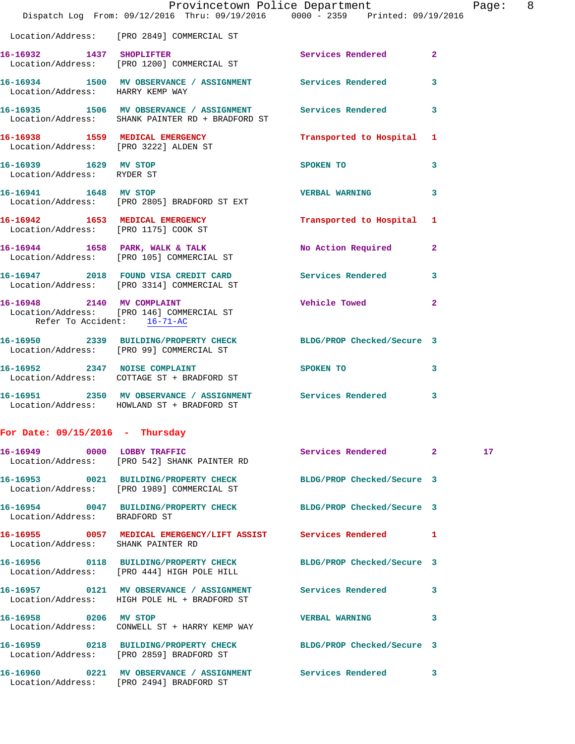Location/Address: [PRO 2849] COMMERCIAL ST

16-16932 1437 SHOPLIFTER Services Rendered 2
Location/Address: [PRO 1200] COMMERCIAL ST

16-16934 1500 MV OBSERVANCE / ASSIGNMENT Services Rendered 3
Location/Address: HARRY KEMP WAY

16-16935 1506 MV OBSERVANCE / ASSIGNMENT Services Rendered 3
Location/Address: SHANK PAINTER RD + BRADFORD ST

16-16938 1559 MEDICAL EMERGENCY Transported to Hospital 1
Location/Address: [PRO 3222] ALDEN ST

16-16939 1629 MV STOP SPOKEN TO 3
Location/Address: RYDER ST

16-16941 1648 MV STOP VERBAL WARNING 3
Location/Address: [PRO 2805] BRADFORD ST EXT

16-16942 1653 MEDICAL EMERGENCY Transported to Hospital 1
Location/Address: [PRO 1175] COOK ST

16-16944 1658 PARK, WALK & TALK No Action Required 2
Location/Address: [PRO 105] COMMERCIAL ST

16-16947 2018 FOUND VISA CREDIT CARD Services Rendered 3
Location/Address: [PRO 3314] COMMERCIAL ST

16-16948 2140 MV COMPLAINT Vehicle Towed 2
Location/Address: [PRO 146] COMMERCIAL ST
Refer To Accident: 16-71-AC

16-16950 2339 BUILDING/PROPERTY CHECK BLDG/PROP Checked/Secure 3
Location/Address: [PRO 99] COMMERCIAL ST

16-16952 2347 NOISE COMPLAINT SPOKEN TO 3
Location/Address: COTTAGE ST + BRADFORD ST

16-16951 2350 MV OBSERVANCE / ASSIGNMENT Services Rendered 3
Location/Address: HOWLAND ST + BRADFORD ST

## For Date: 09/15/2016 - Thursday

16-16949 0000 LOBBY TRAFFIC Services Rendered 2 17
Location/Address: [PRO 542] SHANK PAINTER RD

16-16953 0021 BUILDING/PROPERTY CHECK BLDG/PROP Checked/Secure 3
Location/Address: [PRO 1989] COMMERCIAL ST

16-16954 0047 BUILDING/PROPERTY CHECK BLDG/PROP Checked/Secure 3
Location/Address: BRADFORD ST

16-16955 0057 MEDICAL EMERGENCY/LIFT ASSIST Services Rendered 1
Location/Address: SHANK PAINTER RD

16-16956 0118 BUILDING/PROPERTY CHECK BLDG/PROP Checked/Secure 3
Location/Address: [PRO 444] HIGH POLE HILL

16-16957 0121 MV OBSERVANCE / ASSIGNMENT Services Rendered 3
Location/Address: HIGH POLE HL + BRADFORD ST

16-16958 0206 MV STOP VERBAL WARNING 3
Location/Address: CONWELL ST + HARRY KEMP WAY

16-16959 0218 BUILDING/PROPERTY CHECK BLDG/PROP Checked/Secure 3
Location/Address: [PRO 2859] BRADFORD ST

16-16960 0221 MV OBSERVANCE / ASSIGNMENT Services Rendered 3
Location/Address: [PRO 2494] BRADFORD ST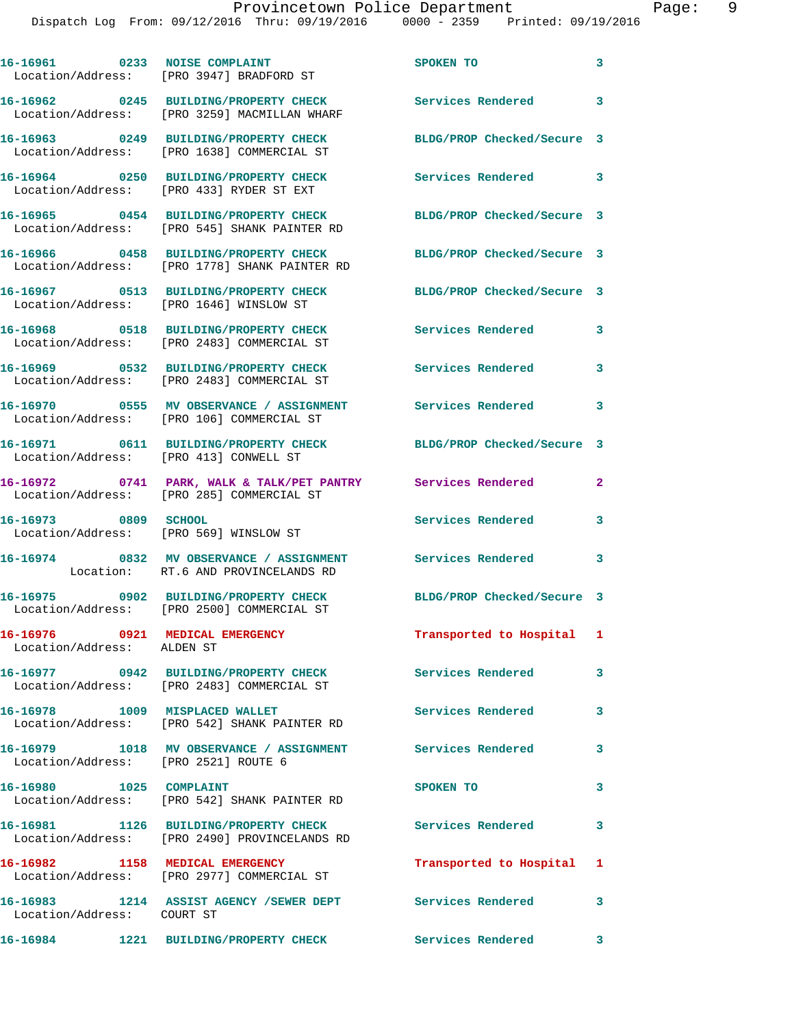16-16961 0233 NOISE COMPLAINT SPOKEN TO 3
Location/Address: [PRO 3947] BRADFORD ST

16-16962 0245 BUILDING/PROPERTY CHECK Services Rendered 3
Location/Address: [PRO 3259] MACMILLAN WHARF

16-16963 0249 BUILDING/PROPERTY CHECK BLDG/PROP Checked/Secure 3
Location/Address: [PRO 1638] COMMERCIAL ST

16-16964 0250 BUILDING/PROPERTY CHECK Services Rendered 3
Location/Address: [PRO 433] RYDER ST EXT

16-16965 0454 BUILDING/PROPERTY CHECK BLDG/PROP Checked/Secure 3
Location/Address: [PRO 545] SHANK PAINTER RD

16-16966 0458 BUILDING/PROPERTY CHECK BLDG/PROP Checked/Secure 3
Location/Address: [PRO 1778] SHANK PAINTER RD

16-16967 0513 BUILDING/PROPERTY CHECK BLDG/PROP Checked/Secure 3
Location/Address: [PRO 1646] WINSLOW ST

16-16968 0518 BUILDING/PROPERTY CHECK Services Rendered 3
Location/Address: [PRO 2483] COMMERCIAL ST

16-16969 0532 BUILDING/PROPERTY CHECK Services Rendered 3
Location/Address: [PRO 2483] COMMERCIAL ST

16-16970 0555 MV OBSERVANCE / ASSIGNMENT Services Rendered 3
Location/Address: [PRO 106] COMMERCIAL ST

16-16971 0611 BUILDING/PROPERTY CHECK BLDG/PROP Checked/Secure 3
Location/Address: [PRO 413] CONWELL ST

16-16972 0741 PARK, WALK & TALK/PET PANTRY Services Rendered 2
Location/Address: [PRO 285] COMMERCIAL ST

16-16973 0809 SCHOOL Services Rendered 3
Location/Address: [PRO 569] WINSLOW ST

16-16974 0832 MV OBSERVANCE / ASSIGNMENT Services Rendered 3
Location: RT.6 AND PROVINCELANDS RD

16-16975 0902 BUILDING/PROPERTY CHECK BLDG/PROP Checked/Secure 3
Location/Address: [PRO 2500] COMMERCIAL ST

16-16976 0921 MEDICAL EMERGENCY Transported to Hospital 1
Location/Address: ALDEN ST

16-16977 0942 BUILDING/PROPERTY CHECK Services Rendered 3
Location/Address: [PRO 2483] COMMERCIAL ST

16-16978 1009 MISPLACED WALLET Services Rendered 3
Location/Address: [PRO 542] SHANK PAINTER RD

16-16979 1018 MV OBSERVANCE / ASSIGNMENT Services Rendered 3
Location/Address: [PRO 2521] ROUTE 6

16-16980 1025 COMPLAINT SPOKEN TO 3
Location/Address: [PRO 542] SHANK PAINTER RD

16-16981 1126 BUILDING/PROPERTY CHECK Services Rendered 3
Location/Address: [PRO 2490] PROVINCELANDS RD

16-16982 1158 MEDICAL EMERGENCY Transported to Hospital 1
Location/Address: [PRO 2977] COMMERCIAL ST

16-16983 1214 ASSIST AGENCY /SEWER DEPT Services Rendered 3
Location/Address: COURT ST

16-16984 1221 BUILDING/PROPERTY CHECK Services Rendered 3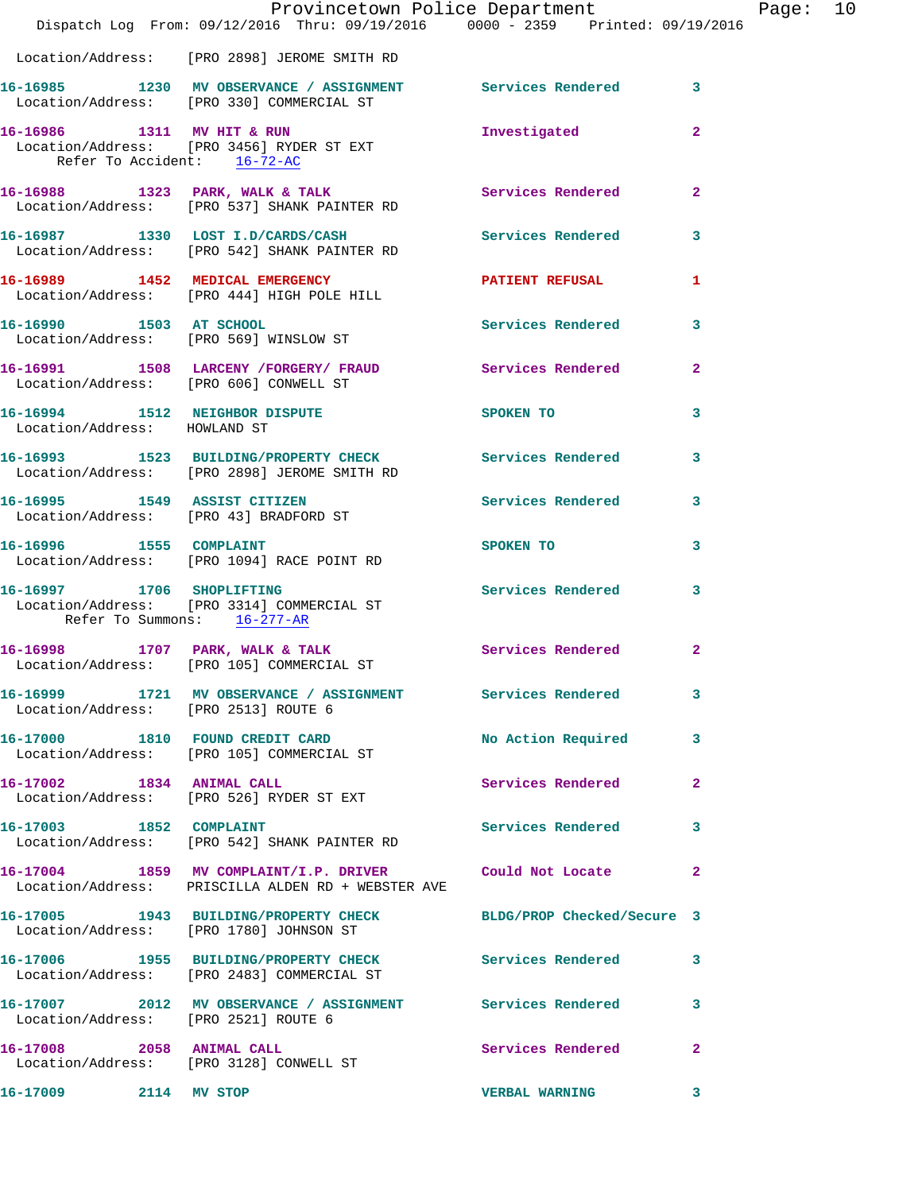Location/Address: [PRO 2898] JEROME SMITH RD

**16-16985 1230 MV OBSERVANCE / ASSIGNMENT** Services Rendered 3
Location/Address: [PRO 330] COMMERCIAL ST

**16-16986 1311 MV HIT & RUN** Investigated 2
Location/Address: [PRO 3456] RYDER ST EXT
Refer To Accident: 16-72-AC

**16-16988 1323 PARK, WALK & TALK** Services Rendered 2
Location/Address: [PRO 537] SHANK PAINTER RD

**16-16987 1330 LOST I.D/CARDS/CASH** Services Rendered 3
Location/Address: [PRO 542] SHANK PAINTER RD

**16-16989 1452 MEDICAL EMERGENCY** PATIENT REFUSAL 1
Location/Address: [PRO 444] HIGH POLE HILL

**16-16990 1503 AT SCHOOL** Services Rendered 3
Location/Address: [PRO 569] WINSLOW ST

**16-16991 1508 LARCENY /FORGERY/ FRAUD** Services Rendered 2
Location/Address: [PRO 606] CONWELL ST

**16-16994 1512 NEIGHBOR DISPUTE** SPOKEN TO 3
Location/Address: HOWLAND ST

**16-16993 1523 BUILDING/PROPERTY CHECK** Services Rendered 3
Location/Address: [PRO 2898] JEROME SMITH RD

**16-16995 1549 ASSIST CITIZEN** Services Rendered 3
Location/Address: [PRO 43] BRADFORD ST

**16-16996 1555 COMPLAINT** SPOKEN TO 3
Location/Address: [PRO 1094] RACE POINT RD

**16-16997 1706 SHOPLIFTING** Services Rendered 3
Location/Address: [PRO 3314] COMMERCIAL ST
Refer To Summons: 16-277-AR

**16-16998 1707 PARK, WALK & TALK** Services Rendered 2
Location/Address: [PRO 105] COMMERCIAL ST

**16-16999 1721 MV OBSERVANCE / ASSIGNMENT** Services Rendered 3
Location/Address: [PRO 2513] ROUTE 6

**16-17000 1810 FOUND CREDIT CARD** No Action Required 3
Location/Address: [PRO 105] COMMERCIAL ST

**16-17002 1834 ANIMAL CALL** Services Rendered 2
Location/Address: [PRO 526] RYDER ST EXT

**16-17003 1852 COMPLAINT** Services Rendered 3
Location/Address: [PRO 542] SHANK PAINTER RD

**16-17004 1859 MV COMPLAINT/I.P. DRIVER** Could Not Locate 2
Location/Address: PRISCILLA ALDEN RD + WEBSTER AVE

**16-17005 1943 BUILDING/PROPERTY CHECK** BLDG/PROP Checked/Secure 3
Location/Address: [PRO 1780] JOHNSON ST

**16-17006 1955 BUILDING/PROPERTY CHECK** Services Rendered 3
Location/Address: [PRO 2483] COMMERCIAL ST

**16-17007 2012 MV OBSERVANCE / ASSIGNMENT** Services Rendered 3
Location/Address: [PRO 2521] ROUTE 6

**16-17008 2058 ANIMAL CALL** Services Rendered 2
Location/Address: [PRO 3128] CONWELL ST

**16-17009 2114 MV STOP** VERBAL WARNING 3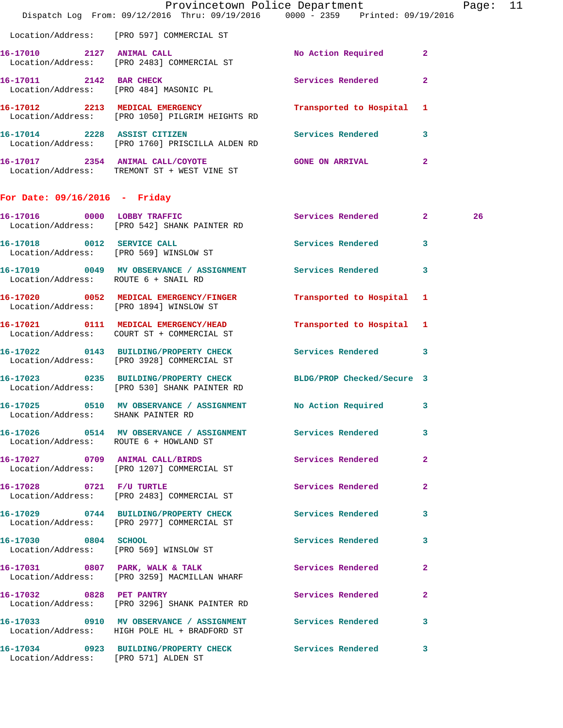Location/Address: [PRO 597] COMMERCIAL ST

**16-17010** 2127 **ANIMAL CALL** No Action Required 2
Location/Address: [PRO 2483] COMMERCIAL ST

**16-17011** 2142 **BAR CHECK** Services Rendered 2
Location/Address: [PRO 484] MASONIC PL

**16-17012** 2213 **MEDICAL EMERGENCY** Transported to Hospital 1
Location/Address: [PRO 1050] PILGRIM HEIGHTS RD

**16-17014** 2228 **ASSIST CITIZEN** Services Rendered 3
Location/Address: [PRO 1760] PRISCILLA ALDEN RD

**16-17017** 2354 **ANIMAL CALL/COYOTE** GONE ON ARRIVAL 2
Location/Address: TREMONT ST + WEST VINE ST

## For Date: 09/16/2016 - Friday

**16-17016** 0000 **LOBBY TRAFFIC** Services Rendered 2 26
Location/Address: [PRO 542] SHANK PAINTER RD

**16-17018** 0012 **SERVICE CALL** Services Rendered 3
Location/Address: [PRO 569] WINSLOW ST

**16-17019** 0049 **MV OBSERVANCE / ASSIGNMENT** Services Rendered 3
Location/Address: ROUTE 6 + SNAIL RD

**16-17020** 0052 **MEDICAL EMERGENCY/FINGER** Transported to Hospital 1
Location/Address: [PRO 1894] WINSLOW ST

**16-17021** 0111 **MEDICAL EMERGENCY/HEAD** Transported to Hospital 1
Location/Address: COURT ST + COMMERCIAL ST

**16-17022** 0143 **BUILDING/PROPERTY CHECK** Services Rendered 3
Location/Address: [PRO 3928] COMMERCIAL ST

**16-17023** 0235 **BUILDING/PROPERTY CHECK** BLDG/PROP Checked/Secure 3
Location/Address: [PRO 530] SHANK PAINTER RD

**16-17025** 0510 **MV OBSERVANCE / ASSIGNMENT** No Action Required 3
Location/Address: SHANK PAINTER RD

**16-17026** 0514 **MV OBSERVANCE / ASSIGNMENT** Services Rendered 3
Location/Address: ROUTE 6 + HOWLAND ST

**16-17027** 0709 **ANIMAL CALL/BIRDS** Services Rendered 2
Location/Address: [PRO 1207] COMMERCIAL ST

**16-17028** 0721 **F/U TURTLE** Services Rendered 2
Location/Address: [PRO 2483] COMMERCIAL ST

**16-17029** 0744 **BUILDING/PROPERTY CHECK** Services Rendered 3
Location/Address: [PRO 2977] COMMERCIAL ST

**16-17030** 0804 **SCHOOL** Services Rendered 3
Location/Address: [PRO 569] WINSLOW ST

**16-17031** 0807 **PARK, WALK & TALK** Services Rendered 2
Location/Address: [PRO 3259] MACMILLAN WHARF

**16-17032** 0828 **PET PANTRY** Services Rendered 2
Location/Address: [PRO 3296] SHANK PAINTER RD

**16-17033** 0910 **MV OBSERVANCE / ASSIGNMENT** Services Rendered 3
Location/Address: HIGH POLE HL + BRADFORD ST

**16-17034** 0923 **BUILDING/PROPERTY CHECK** Services Rendered 3
Location/Address: [PRO 571] ALDEN ST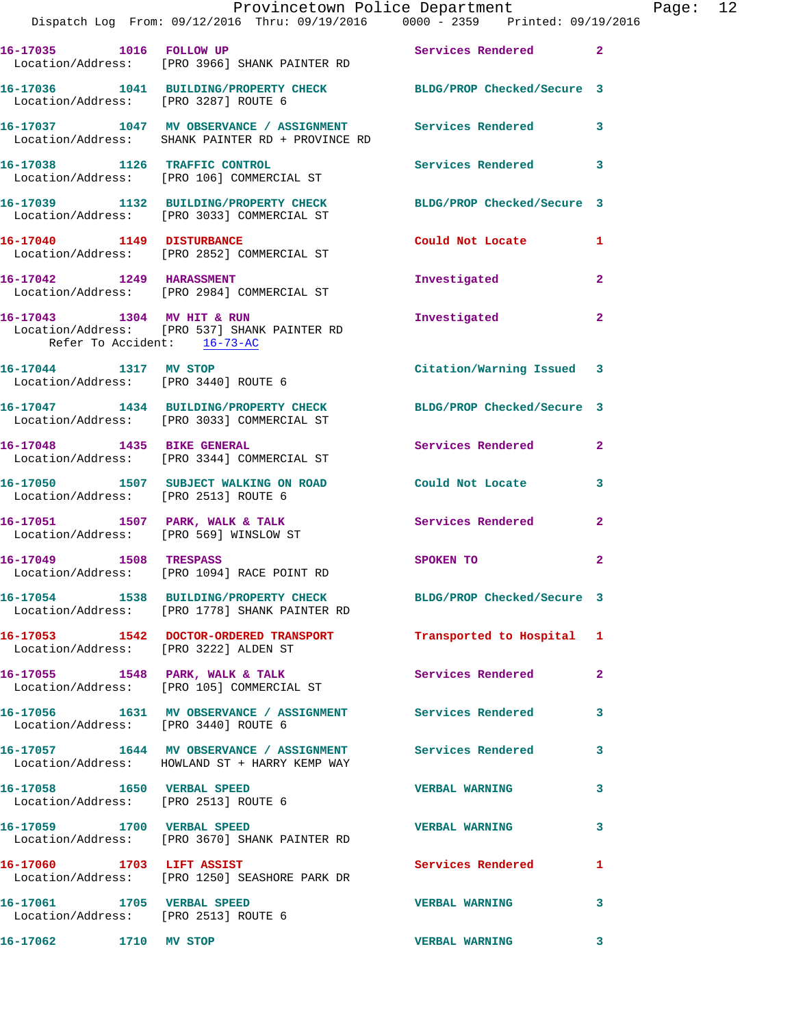16-17035 1016 FOLLOW UP Services Rendered 2
Location/Address: [PRO 3966] SHANK PAINTER RD

16-17036 1041 BUILDING/PROPERTY CHECK BLDG/PROP Checked/Secure 3
Location/Address: [PRO 3287] ROUTE 6

16-17037 1047 MV OBSERVANCE / ASSIGNMENT Services Rendered 3
Location/Address: SHANK PAINTER RD + PROVINCE RD

16-17038 1126 TRAFFIC CONTROL Services Rendered 3
Location/Address: [PRO 106] COMMERCIAL ST

16-17039 1132 BUILDING/PROPERTY CHECK BLDG/PROP Checked/Secure 3
Location/Address: [PRO 3033] COMMERCIAL ST

16-17040 1149 DISTURBANCE Could Not Locate 1
Location/Address: [PRO 2852] COMMERCIAL ST

16-17042 1249 HARASSMENT Investigated 2
Location/Address: [PRO 2984] COMMERCIAL ST

16-17043 1304 MV HIT & RUN Investigated 2
Location/Address: [PRO 537] SHANK PAINTER RD
Refer To Accident: 16-73-AC

16-17044 1317 MV STOP Citation/Warning Issued 3
Location/Address: [PRO 3440] ROUTE 6

16-17047 1434 BUILDING/PROPERTY CHECK BLDG/PROP Checked/Secure 3
Location/Address: [PRO 3033] COMMERCIAL ST

16-17048 1435 BIKE GENERAL Services Rendered 2
Location/Address: [PRO 3344] COMMERCIAL ST

16-17050 1507 SUBJECT WALKING ON ROAD Could Not Locate 3
Location/Address: [PRO 2513] ROUTE 6

16-17051 1507 PARK, WALK & TALK Services Rendered 2
Location/Address: [PRO 569] WINSLOW ST

16-17049 1508 TRESPASS SPOKEN TO 2
Location/Address: [PRO 1094] RACE POINT RD

16-17054 1538 BUILDING/PROPERTY CHECK BLDG/PROP Checked/Secure 3
Location/Address: [PRO 1778] SHANK PAINTER RD

16-17053 1542 DOCTOR-ORDERED TRANSPORT Transported to Hospital 1
Location/Address: [PRO 3222] ALDEN ST

16-17055 1548 PARK, WALK & TALK Services Rendered 2
Location/Address: [PRO 105] COMMERCIAL ST

16-17056 1631 MV OBSERVANCE / ASSIGNMENT Services Rendered 3
Location/Address: [PRO 3440] ROUTE 6

16-17057 1644 MV OBSERVANCE / ASSIGNMENT Services Rendered 3
Location/Address: HOWLAND ST + HARRY KEMP WAY

16-17058 1650 VERBAL SPEED VERBAL WARNING 3
Location/Address: [PRO 2513] ROUTE 6

16-17059 1700 VERBAL SPEED VERBAL WARNING 3
Location/Address: [PRO 3670] SHANK PAINTER RD

16-17060 1703 LIFT ASSIST Services Rendered 1
Location/Address: [PRO 1250] SEASHORE PARK DR

16-17061 1705 VERBAL SPEED VERBAL WARNING 3
Location/Address: [PRO 2513] ROUTE 6

16-17062 1710 MV STOP VERBAL WARNING 3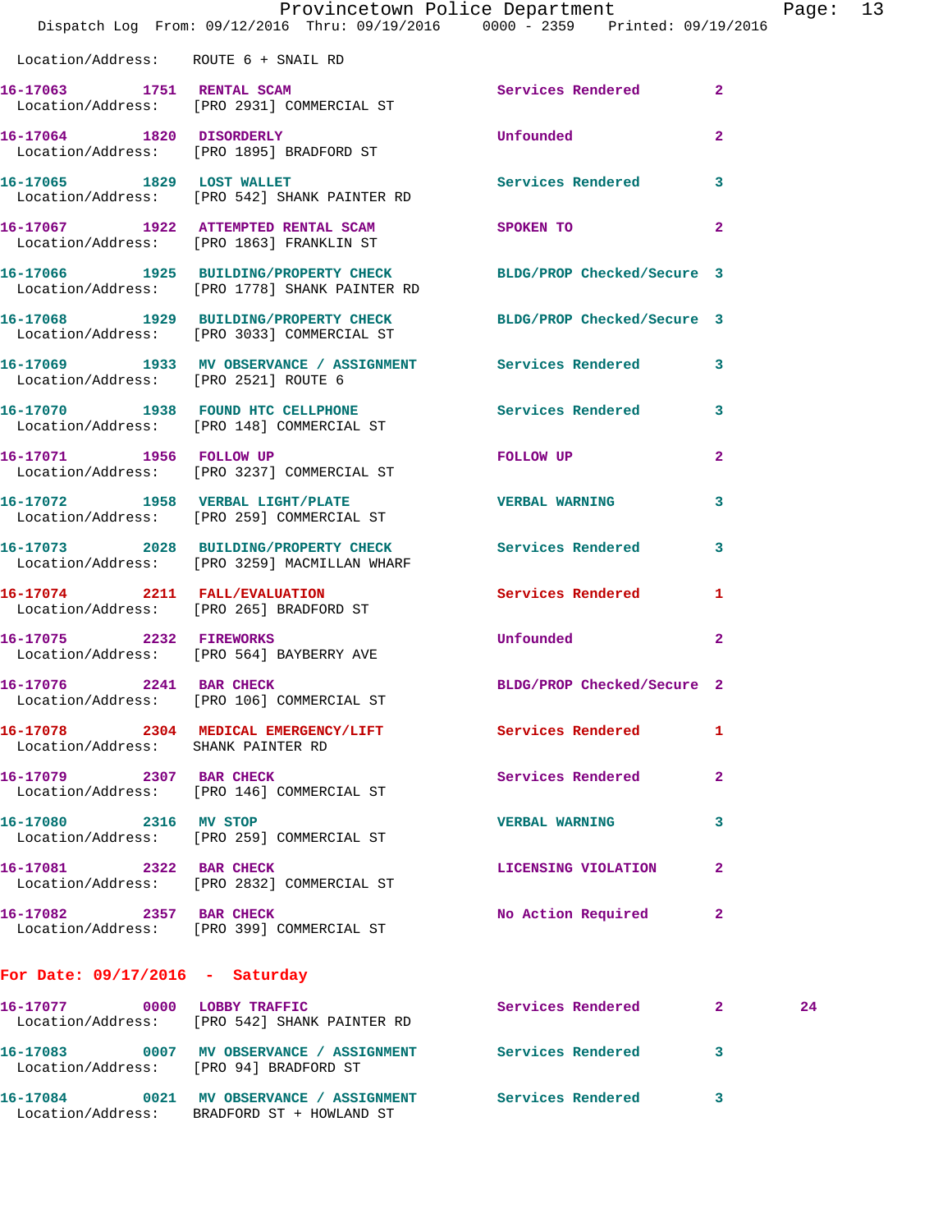Location/Address: ROUTE 6 + SNAIL RD

| Call Number | Time | Call Reason | Action | Priority | |
|---|---|---|---|---|---|
| 16-17063 | 1751 | RENTAL SCAM | Services Rendered | 2 | |
| Location/Address: | | [PRO 2931] COMMERCIAL ST | | | |
| 16-17064 | 1820 | DISORDERLY | Unfounded | 2 | |
| Location/Address: | | [PRO 1895] BRADFORD ST | | | |
| 16-17065 | 1829 | LOST WALLET | Services Rendered | 3 | |
| Location/Address: | | [PRO 542] SHANK PAINTER RD | | | |
| 16-17067 | 1922 | ATTEMPTED RENTAL SCAM | SPOKEN TO | 2 | |
| Location/Address: | | [PRO 1863] FRANKLIN ST | | | |
| 16-17066 | 1925 | BUILDING/PROPERTY CHECK | BLDG/PROP Checked/Secure | 3 | |
| Location/Address: | | [PRO 1778] SHANK PAINTER RD | | | |
| 16-17068 | 1929 | BUILDING/PROPERTY CHECK | BLDG/PROP Checked/Secure | 3 | |
| Location/Address: | | [PRO 3033] COMMERCIAL ST | | | |
| 16-17069 | 1933 | MV OBSERVANCE / ASSIGNMENT | Services Rendered | 3 | |
| Location/Address: | | [PRO 2521] ROUTE 6 | | | |
| 16-17070 | 1938 | FOUND HTC CELLPHONE | Services Rendered | 3 | |
| Location/Address: | | [PRO 148] COMMERCIAL ST | | | |
| 16-17071 | 1956 | FOLLOW UP | FOLLOW UP | 2 | |
| Location/Address: | | [PRO 3237] COMMERCIAL ST | | | |
| 16-17072 | 1958 | VERBAL LIGHT/PLATE | VERBAL WARNING | 3 | |
| Location/Address: | | [PRO 259] COMMERCIAL ST | | | |
| 16-17073 | 2028 | BUILDING/PROPERTY CHECK | Services Rendered | 3 | |
| Location/Address: | | [PRO 3259] MACMILLAN WHARF | | | |
| 16-17074 | 2211 | FALL/EVALUATION | Services Rendered | 1 | |
| Location/Address: | | [PRO 265] BRADFORD ST | | | |
| 16-17075 | 2232 | FIREWORKS | Unfounded | 2 | |
| Location/Address: | | [PRO 564] BAYBERRY AVE | | | |
| 16-17076 | 2241 | BAR CHECK | BLDG/PROP Checked/Secure | 2 | |
| Location/Address: | | [PRO 106] COMMERCIAL ST | | | |
| 16-17078 | 2304 | MEDICAL EMERGENCY/LIFT | Services Rendered | 1 | |
| Location/Address: | | SHANK PAINTER RD | | | |
| 16-17079 | 2307 | BAR CHECK | Services Rendered | 2 | |
| Location/Address: | | [PRO 146] COMMERCIAL ST | | | |
| 16-17080 | 2316 | MV STOP | VERBAL WARNING | 3 | |
| Location/Address: | | [PRO 259] COMMERCIAL ST | | | |
| 16-17081 | 2322 | BAR CHECK | LICENSING VIOLATION | 2 | |
| Location/Address: | | [PRO 2832] COMMERCIAL ST | | | |
| 16-17082 | 2357 | BAR CHECK | No Action Required | 2 | |
| Location/Address: | | [PRO 399] COMMERCIAL ST | | | |

## For Date: 09/17/2016 - Saturday

| Call Number | Time | Call Reason | Action | Priority | |
|---|---|---|---|---|---|
| 16-17077 | 0000 | LOBBY TRAFFIC | Services Rendered | 2 | 24 |
| Location/Address: | | [PRO 542] SHANK PAINTER RD | | | |
| 16-17083 | 0007 | MV OBSERVANCE / ASSIGNMENT | Services Rendered | 3 | |
| Location/Address: | | [PRO 94] BRADFORD ST | | | |
| 16-17084 | 0021 | MV OBSERVANCE / ASSIGNMENT | Services Rendered | 3 | |
| Location/Address: | | BRADFORD ST + HOWLAND ST | | | |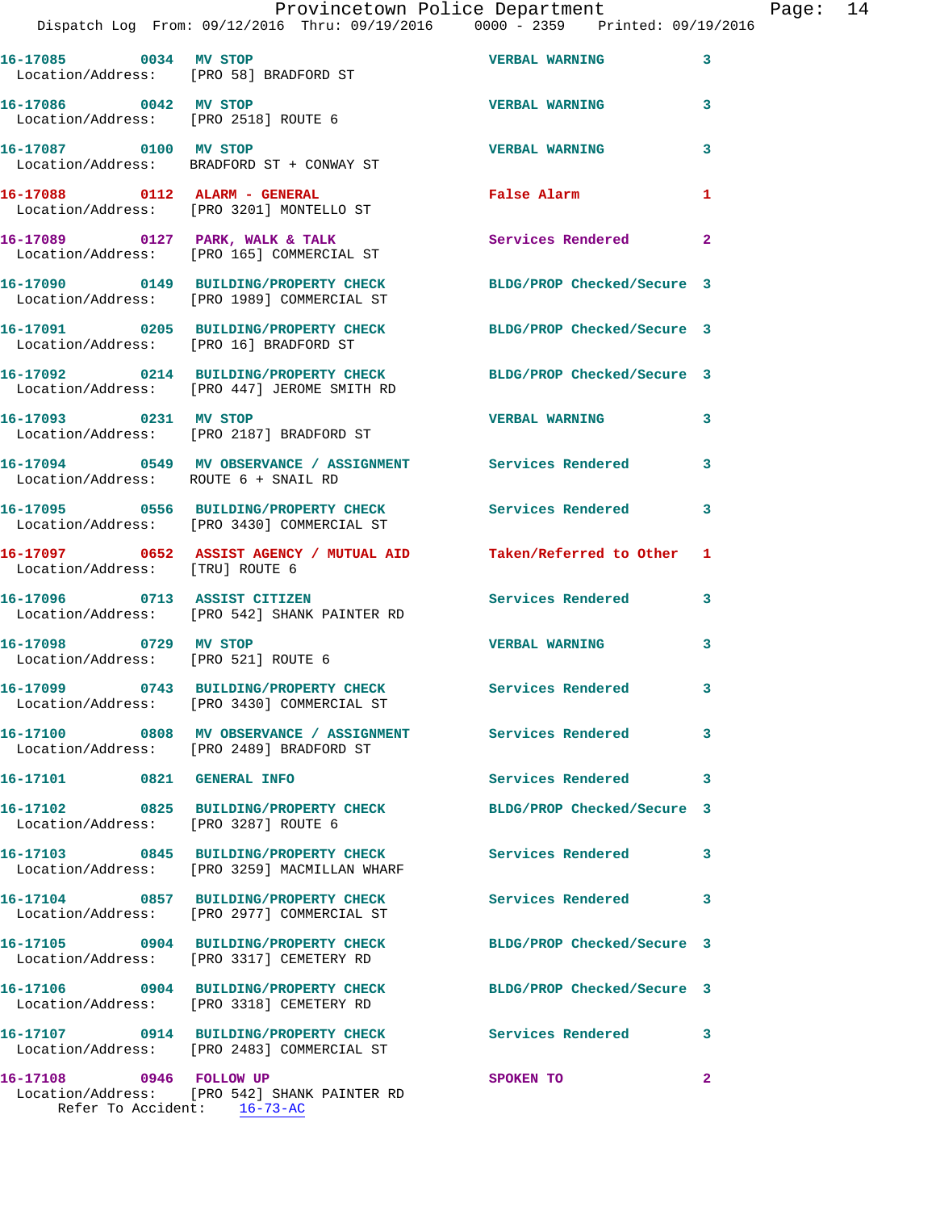| Call # | Time | Call Reason | Action | Priority |
|---|---|---|---|---|
| 16-17085 | 0034 | MV STOP | VERBAL WARNING | 3 |
| Location/Address: [PRO 58] BRADFORD ST | | | | |
| 16-17086 | 0042 | MV STOP | VERBAL WARNING | 3 |
| Location/Address: [PRO 2518] ROUTE 6 | | | | |
| 16-17087 | 0100 | MV STOP | VERBAL WARNING | 3 |
| Location/Address: BRADFORD ST + CONWAY ST | | | | |
| 16-17088 | 0112 | ALARM - GENERAL | False Alarm | 1 |
| Location/Address: [PRO 3201] MONTELLO ST | | | | |
| 16-17089 | 0127 | PARK, WALK & TALK | Services Rendered | 2 |
| Location/Address: [PRO 165] COMMERCIAL ST | | | | |
| 16-17090 | 0149 | BUILDING/PROPERTY CHECK | BLDG/PROP Checked/Secure | 3 |
| Location/Address: [PRO 1989] COMMERCIAL ST | | | | |
| 16-17091 | 0205 | BUILDING/PROPERTY CHECK | BLDG/PROP Checked/Secure | 3 |
| Location/Address: [PRO 16] BRADFORD ST | | | | |
| 16-17092 | 0214 | BUILDING/PROPERTY CHECK | BLDG/PROP Checked/Secure | 3 |
| Location/Address: [PRO 447] JEROME SMITH RD | | | | |
| 16-17093 | 0231 | MV STOP | VERBAL WARNING | 3 |
| Location/Address: [PRO 2187] BRADFORD ST | | | | |
| 16-17094 | 0549 | MV OBSERVANCE / ASSIGNMENT | Services Rendered | 3 |
| Location/Address: ROUTE 6 + SNAIL RD | | | | |
| 16-17095 | 0556 | BUILDING/PROPERTY CHECK | Services Rendered | 3 |
| Location/Address: [PRO 3430] COMMERCIAL ST | | | | |
| 16-17097 | 0652 | ASSIST AGENCY / MUTUAL AID | Taken/Referred to Other | 1 |
| Location/Address: [TRU] ROUTE 6 | | | | |
| 16-17096 | 0713 | ASSIST CITIZEN | Services Rendered | 3 |
| Location/Address: [PRO 542] SHANK PAINTER RD | | | | |
| 16-17098 | 0729 | MV STOP | VERBAL WARNING | 3 |
| Location/Address: [PRO 521] ROUTE 6 | | | | |
| 16-17099 | 0743 | BUILDING/PROPERTY CHECK | Services Rendered | 3 |
| Location/Address: [PRO 3430] COMMERCIAL ST | | | | |
| 16-17100 | 0808 | MV OBSERVANCE / ASSIGNMENT | Services Rendered | 3 |
| Location/Address: [PRO 2489] BRADFORD ST | | | | |
| 16-17101 | 0821 | GENERAL INFO | Services Rendered | 3 |
| 16-17102 | 0825 | BUILDING/PROPERTY CHECK | BLDG/PROP Checked/Secure | 3 |
| Location/Address: [PRO 3287] ROUTE 6 | | | | |
| 16-17103 | 0845 | BUILDING/PROPERTY CHECK | Services Rendered | 3 |
| Location/Address: [PRO 3259] MACMILLAN WHARF | | | | |
| 16-17104 | 0857 | BUILDING/PROPERTY CHECK | Services Rendered | 3 |
| Location/Address: [PRO 2977] COMMERCIAL ST | | | | |
| 16-17105 | 0904 | BUILDING/PROPERTY CHECK | BLDG/PROP Checked/Secure | 3 |
| Location/Address: [PRO 3317] CEMETERY RD | | | | |
| 16-17106 | 0904 | BUILDING/PROPERTY CHECK | BLDG/PROP Checked/Secure | 3 |
| Location/Address: [PRO 3318] CEMETERY RD | | | | |
| 16-17107 | 0914 | BUILDING/PROPERTY CHECK | Services Rendered | 3 |
| Location/Address: [PRO 2483] COMMERCIAL ST | | | | |
| 16-17108 | 0946 | FOLLOW UP | SPOKEN TO | 2 |
| Location/Address: [PRO 542] SHANK PAINTER RD | | | | |
| Refer To Accident: 16-73-AC | | | | |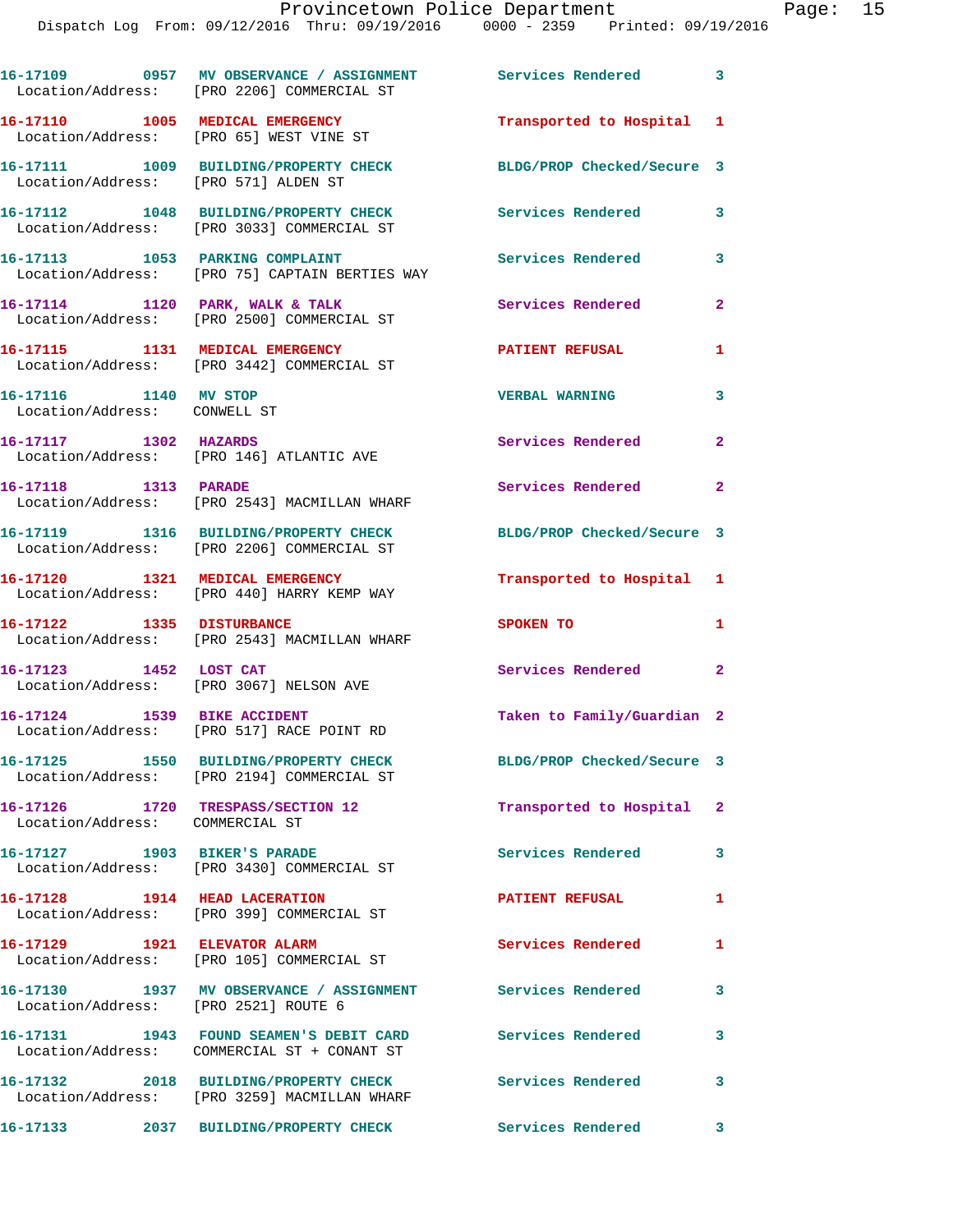16-17109 0957 MV OBSERVANCE / ASSIGNMENT Services Rendered 3
Location/Address: [PRO 2206] COMMERCIAL ST

16-17110 1005 MEDICAL EMERGENCY Transported to Hospital 1
Location/Address: [PRO 65] WEST VINE ST

16-17111 1009 BUILDING/PROPERTY CHECK BLDG/PROP Checked/Secure 3
Location/Address: [PRO 571] ALDEN ST

16-17112 1048 BUILDING/PROPERTY CHECK Services Rendered 3
Location/Address: [PRO 3033] COMMERCIAL ST

16-17113 1053 PARKING COMPLAINT Services Rendered 3
Location/Address: [PRO 75] CAPTAIN BERTIES WAY

16-17114 1120 PARK, WALK & TALK Services Rendered 2
Location/Address: [PRO 2500] COMMERCIAL ST

16-17115 1131 MEDICAL EMERGENCY PATIENT REFUSAL 1
Location/Address: [PRO 3442] COMMERCIAL ST

16-17116 1140 MV STOP VERBAL WARNING 3
Location/Address: CONWELL ST

16-17117 1302 HAZARDS Services Rendered 2
Location/Address: [PRO 146] ATLANTIC AVE

16-17118 1313 PARADE Services Rendered 2
Location/Address: [PRO 2543] MACMILLAN WHARF

16-17119 1316 BUILDING/PROPERTY CHECK BLDG/PROP Checked/Secure 3
Location/Address: [PRO 2206] COMMERCIAL ST

16-17120 1321 MEDICAL EMERGENCY Transported to Hospital 1
Location/Address: [PRO 440] HARRY KEMP WAY

16-17122 1335 DISTURBANCE SPOKEN TO 1
Location/Address: [PRO 2543] MACMILLAN WHARF

16-17123 1452 LOST CAT Services Rendered 2
Location/Address: [PRO 3067] NELSON AVE

16-17124 1539 BIKE ACCIDENT Taken to Family/Guardian 2
Location/Address: [PRO 517] RACE POINT RD

16-17125 1550 BUILDING/PROPERTY CHECK BLDG/PROP Checked/Secure 3
Location/Address: [PRO 2194] COMMERCIAL ST

16-17126 1720 TRESPASS/SECTION 12 Transported to Hospital 2
Location/Address: COMMERCIAL ST

16-17127 1903 BIKER'S PARADE Services Rendered 3
Location/Address: [PRO 3430] COMMERCIAL ST

16-17128 1914 HEAD LACERATION PATIENT REFUSAL 1
Location/Address: [PRO 399] COMMERCIAL ST

16-17129 1921 ELEVATOR ALARM Services Rendered 1
Location/Address: [PRO 105] COMMERCIAL ST

16-17130 1937 MV OBSERVANCE / ASSIGNMENT Services Rendered 3
Location/Address: [PRO 2521] ROUTE 6

16-17131 1943 FOUND SEAMEN'S DEBIT CARD Services Rendered 3
Location/Address: COMMERCIAL ST + CONANT ST

16-17132 2018 BUILDING/PROPERTY CHECK Services Rendered 3
Location/Address: [PRO 3259] MACMILLAN WHARF

16-17133 2037 BUILDING/PROPERTY CHECK Services Rendered 3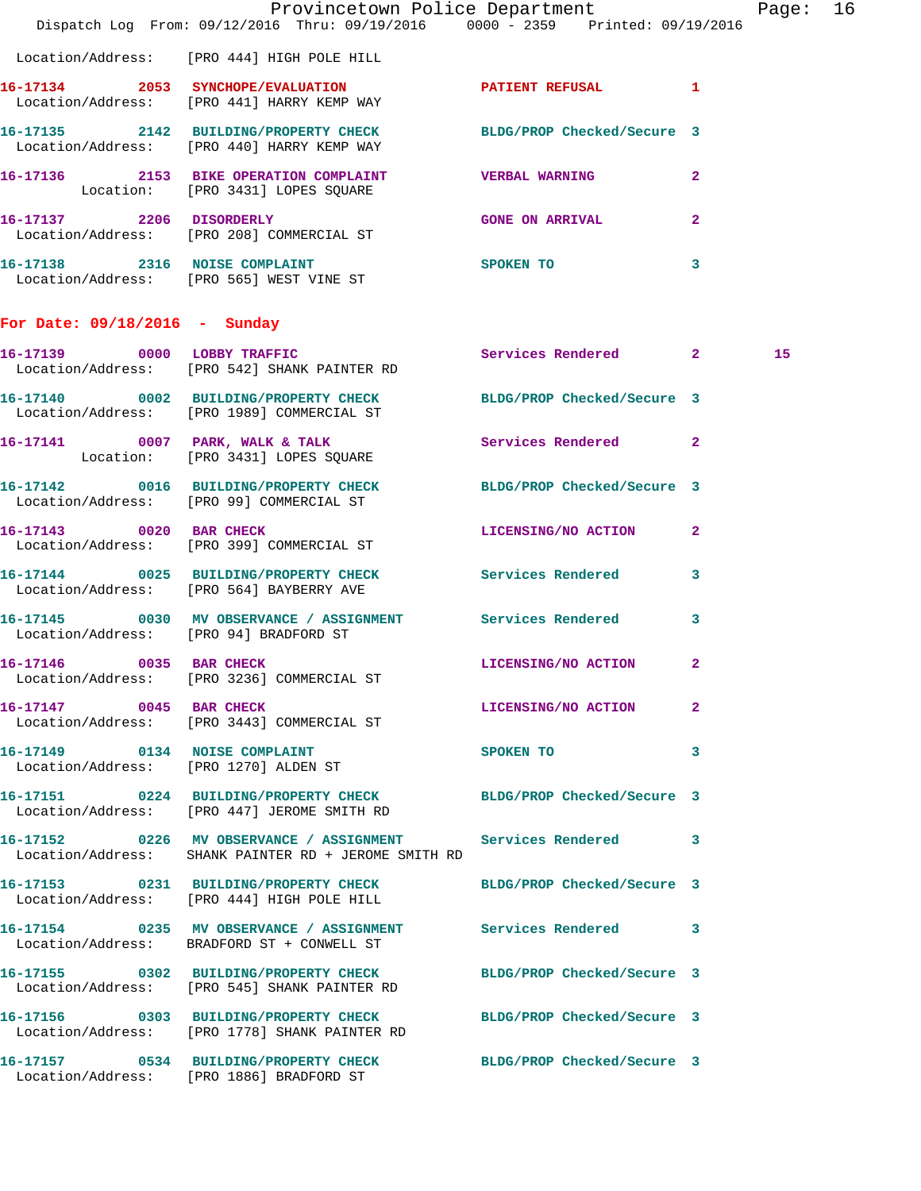Location/Address: [PRO 444] HIGH POLE HILL

**16-17134 2053 SYNCHOPE/EVALUATION** PATIENT REFUSAL 1
Location/Address: [PRO 441] HARRY KEMP WAY

**16-17135 2142 BUILDING/PROPERTY CHECK** BLDG/PROP Checked/Secure 3
Location/Address: [PRO 440] HARRY KEMP WAY

**16-17136 2153 BIKE OPERATION COMPLAINT** VERBAL WARNING 2
Location: [PRO 3431] LOPES SQUARE

**16-17137 2206 DISORDERLY** GONE ON ARRIVAL 2
Location/Address: [PRO 208] COMMERCIAL ST

**16-17138 2316 NOISE COMPLAINT** SPOKEN TO 3
Location/Address: [PRO 565] WEST VINE ST

## For Date: 09/18/2016 - Sunday

**16-17139 0000 LOBBY TRAFFIC** Services Rendered 2 15
Location/Address: [PRO 542] SHANK PAINTER RD

**16-17140 0002 BUILDING/PROPERTY CHECK** BLDG/PROP Checked/Secure 3
Location/Address: [PRO 1989] COMMERCIAL ST

**16-17141 0007 PARK, WALK & TALK** Services Rendered 2
Location: [PRO 3431] LOPES SQUARE

**16-17142 0016 BUILDING/PROPERTY CHECK** BLDG/PROP Checked/Secure 3
Location/Address: [PRO 99] COMMERCIAL ST

**16-17143 0020 BAR CHECK** LICENSING/NO ACTION 2
Location/Address: [PRO 399] COMMERCIAL ST

**16-17144 0025 BUILDING/PROPERTY CHECK** Services Rendered 3
Location/Address: [PRO 564] BAYBERRY AVE

**16-17145 0030 MV OBSERVANCE / ASSIGNMENT** Services Rendered 3
Location/Address: [PRO 94] BRADFORD ST

**16-17146 0035 BAR CHECK** LICENSING/NO ACTION 2
Location/Address: [PRO 3236] COMMERCIAL ST

**16-17147 0045 BAR CHECK** LICENSING/NO ACTION 2
Location/Address: [PRO 3443] COMMERCIAL ST

**16-17149 0134 NOISE COMPLAINT** SPOKEN TO 3
Location/Address: [PRO 1270] ALDEN ST

**16-17151 0224 BUILDING/PROPERTY CHECK** BLDG/PROP Checked/Secure 3
Location/Address: [PRO 447] JEROME SMITH RD

**16-17152 0226 MV OBSERVANCE / ASSIGNMENT** Services Rendered 3
Location/Address: SHANK PAINTER RD + JEROME SMITH RD

**16-17153 0231 BUILDING/PROPERTY CHECK** BLDG/PROP Checked/Secure 3
Location/Address: [PRO 444] HIGH POLE HILL

**16-17154 0235 MV OBSERVANCE / ASSIGNMENT** Services Rendered 3
Location/Address: BRADFORD ST + CONWELL ST

**16-17155 0302 BUILDING/PROPERTY CHECK** BLDG/PROP Checked/Secure 3
Location/Address: [PRO 545] SHANK PAINTER RD

**16-17156 0303 BUILDING/PROPERTY CHECK** BLDG/PROP Checked/Secure 3
Location/Address: [PRO 1778] SHANK PAINTER RD

**16-17157 0534 BUILDING/PROPERTY CHECK** BLDG/PROP Checked/Secure 3
Location/Address: [PRO 1886] BRADFORD ST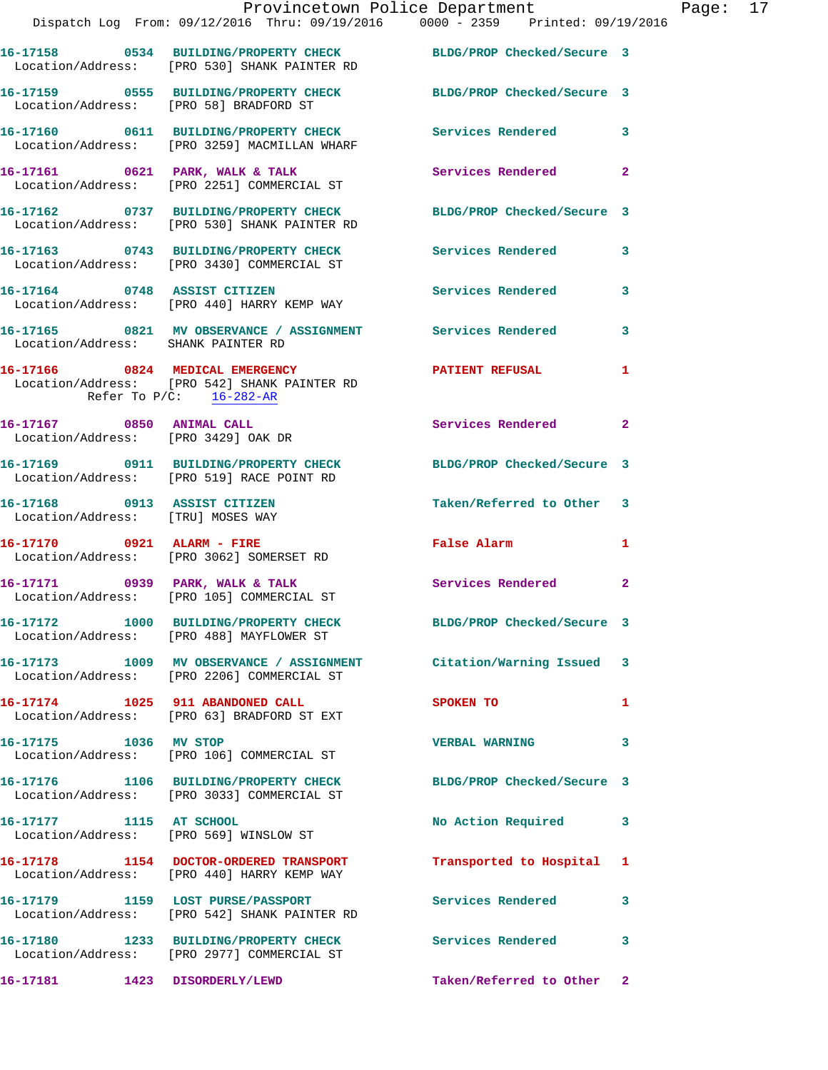**16-17158 0534 BUILDING/PROPERTY CHECK** BLDG/PROP Checked/Secure 3
Location/Address: [PRO 530] SHANK PAINTER RD

**16-17159 0555 BUILDING/PROPERTY CHECK** BLDG/PROP Checked/Secure 3
Location/Address: [PRO 58] BRADFORD ST

**16-17160 0611 BUILDING/PROPERTY CHECK** Services Rendered 3
Location/Address: [PRO 3259] MACMILLAN WHARF

**16-17161 0621 PARK, WALK & TALK** Services Rendered 2
Location/Address: [PRO 2251] COMMERCIAL ST

**16-17162 0737 BUILDING/PROPERTY CHECK** BLDG/PROP Checked/Secure 3
Location/Address: [PRO 530] SHANK PAINTER RD

**16-17163 0743 BUILDING/PROPERTY CHECK** Services Rendered 3
Location/Address: [PRO 3430] COMMERCIAL ST

**16-17164 0748 ASSIST CITIZEN** Services Rendered 3
Location/Address: [PRO 440] HARRY KEMP WAY

**16-17165 0821 MV OBSERVANCE / ASSIGNMENT** Services Rendered 3
Location/Address: SHANK PAINTER RD

**16-17166 0824 MEDICAL EMERGENCY** PATIENT REFUSAL 1
Location/Address: [PRO 542] SHANK PAINTER RD
Refer To P/C: 16-282-AR

**16-17167 0850 ANIMAL CALL** Services Rendered 2
Location/Address: [PRO 3429] OAK DR

**16-17169 0911 BUILDING/PROPERTY CHECK** BLDG/PROP Checked/Secure 3
Location/Address: [PRO 519] RACE POINT RD

**16-17168 0913 ASSIST CITIZEN** Taken/Referred to Other 3
Location/Address: [TRU] MOSES WAY

**16-17170 0921 ALARM - FIRE** False Alarm 1
Location/Address: [PRO 3062] SOMERSET RD

**16-17171 0939 PARK, WALK & TALK** Services Rendered 2
Location/Address: [PRO 105] COMMERCIAL ST

**16-17172 1000 BUILDING/PROPERTY CHECK** BLDG/PROP Checked/Secure 3
Location/Address: [PRO 488] MAYFLOWER ST

**16-17173 1009 MV OBSERVANCE / ASSIGNMENT** Citation/Warning Issued 3
Location/Address: [PRO 2206] COMMERCIAL ST

**16-17174 1025 911 ABANDONED CALL** SPOKEN TO 1
Location/Address: [PRO 63] BRADFORD ST EXT

**16-17175 1036 MV STOP** VERBAL WARNING 3
Location/Address: [PRO 106] COMMERCIAL ST

**16-17176 1106 BUILDING/PROPERTY CHECK** BLDG/PROP Checked/Secure 3
Location/Address: [PRO 3033] COMMERCIAL ST

**16-17177 1115 AT SCHOOL** No Action Required 3
Location/Address: [PRO 569] WINSLOW ST

**16-17178 1154 DOCTOR-ORDERED TRANSPORT** Transported to Hospital 1
Location/Address: [PRO 440] HARRY KEMP WAY

**16-17179 1159 LOST PURSE/PASSPORT** Services Rendered 3
Location/Address: [PRO 542] SHANK PAINTER RD

**16-17180 1233 BUILDING/PROPERTY CHECK** Services Rendered 3
Location/Address: [PRO 2977] COMMERCIAL ST

**16-17181 1423 DISORDERLY/LEWD** Taken/Referred to Other 2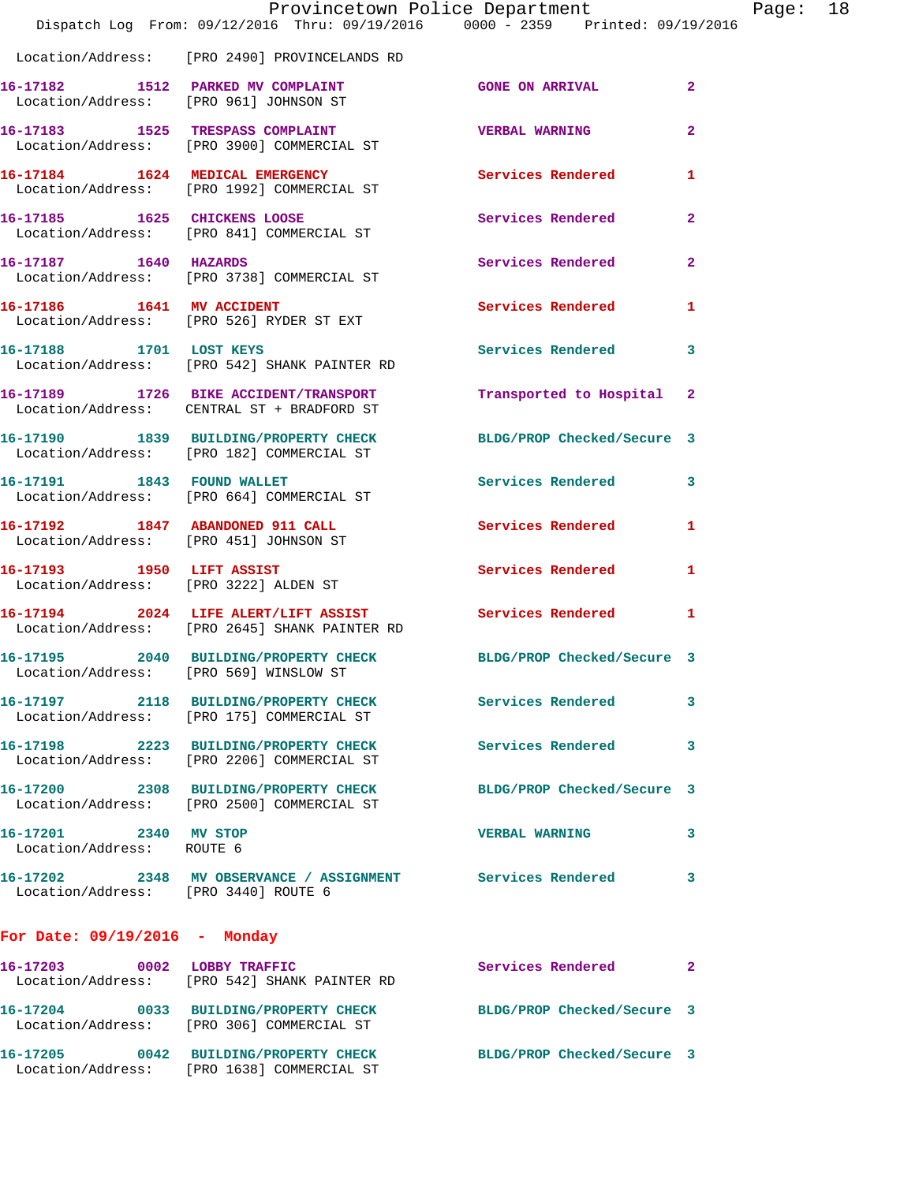Location/Address: [PRO 2490] PROVINCELANDS RD

| Call Number | Time | Call Reason | Action | Priority |
|---|---|---|---|---|
| 16-17182 | 1512 | PARKED MV COMPLAINT | GONE ON ARRIVAL | 2 |
| | | Location/Address: [PRO 961] JOHNSON ST | | |
| 16-17183 | 1525 | TRESPASS COMPLAINT | VERBAL WARNING | 2 |
| | | Location/Address: [PRO 3900] COMMERCIAL ST | | |
| 16-17184 | 1624 | MEDICAL EMERGENCY | Services Rendered | 1 |
| | | Location/Address: [PRO 1992] COMMERCIAL ST | | |
| 16-17185 | 1625 | CHICKENS LOOSE | Services Rendered | 2 |
| | | Location/Address: [PRO 841] COMMERCIAL ST | | |
| 16-17187 | 1640 | HAZARDS | Services Rendered | 2 |
| | | Location/Address: [PRO 3738] COMMERCIAL ST | | |
| 16-17186 | 1641 | MV ACCIDENT | Services Rendered | 1 |
| | | Location/Address: [PRO 526] RYDER ST EXT | | |
| 16-17188 | 1701 | LOST KEYS | Services Rendered | 3 |
| | | Location/Address: [PRO 542] SHANK PAINTER RD | | |
| 16-17189 | 1726 | BIKE ACCIDENT/TRANSPORT | Transported to Hospital | 2 |
| | | Location/Address: CENTRAL ST + BRADFORD ST | | |
| 16-17190 | 1839 | BUILDING/PROPERTY CHECK | BLDG/PROP Checked/Secure | 3 |
| | | Location/Address: [PRO 182] COMMERCIAL ST | | |
| 16-17191 | 1843 | FOUND WALLET | Services Rendered | 3 |
| | | Location/Address: [PRO 664] COMMERCIAL ST | | |
| 16-17192 | 1847 | ABANDONED 911 CALL | Services Rendered | 1 |
| | | Location/Address: [PRO 451] JOHNSON ST | | |
| 16-17193 | 1950 | LIFT ASSIST | Services Rendered | 1 |
| | | Location/Address: [PRO 3222] ALDEN ST | | |
| 16-17194 | 2024 | LIFE ALERT/LIFT ASSIST | Services Rendered | 1 |
| | | Location/Address: [PRO 2645] SHANK PAINTER RD | | |
| 16-17195 | 2040 | BUILDING/PROPERTY CHECK | BLDG/PROP Checked/Secure | 3 |
| | | Location/Address: [PRO 569] WINSLOW ST | | |
| 16-17197 | 2118 | BUILDING/PROPERTY CHECK | Services Rendered | 3 |
| | | Location/Address: [PRO 175] COMMERCIAL ST | | |
| 16-17198 | 2223 | BUILDING/PROPERTY CHECK | Services Rendered | 3 |
| | | Location/Address: [PRO 2206] COMMERCIAL ST | | |
| 16-17200 | 2308 | BUILDING/PROPERTY CHECK | BLDG/PROP Checked/Secure | 3 |
| | | Location/Address: [PRO 2500] COMMERCIAL ST | | |
| 16-17201 | 2340 | MV STOP | VERBAL WARNING | 3 |
| | | Location/Address: ROUTE 6 | | |
| 16-17202 | 2348 | MV OBSERVANCE / ASSIGNMENT | Services Rendered | 3 |
| | | Location/Address: [PRO 3440] ROUTE 6 | | |

## For Date: 09/19/2016 - Monday

| Call Number | Time | Call Reason | Action | Priority |
|---|---|---|---|---|
| 16-17203 | 0002 | LOBBY TRAFFIC | Services Rendered | 2 |
| | | Location/Address: [PRO 542] SHANK PAINTER RD | | |
| 16-17204 | 0033 | BUILDING/PROPERTY CHECK | BLDG/PROP Checked/Secure | 3 |
| | | Location/Address: [PRO 306] COMMERCIAL ST | | |
| 16-17205 | 0042 | BUILDING/PROPERTY CHECK | BLDG/PROP Checked/Secure | 3 |
| | | Location/Address: [PRO 1638] COMMERCIAL ST | | |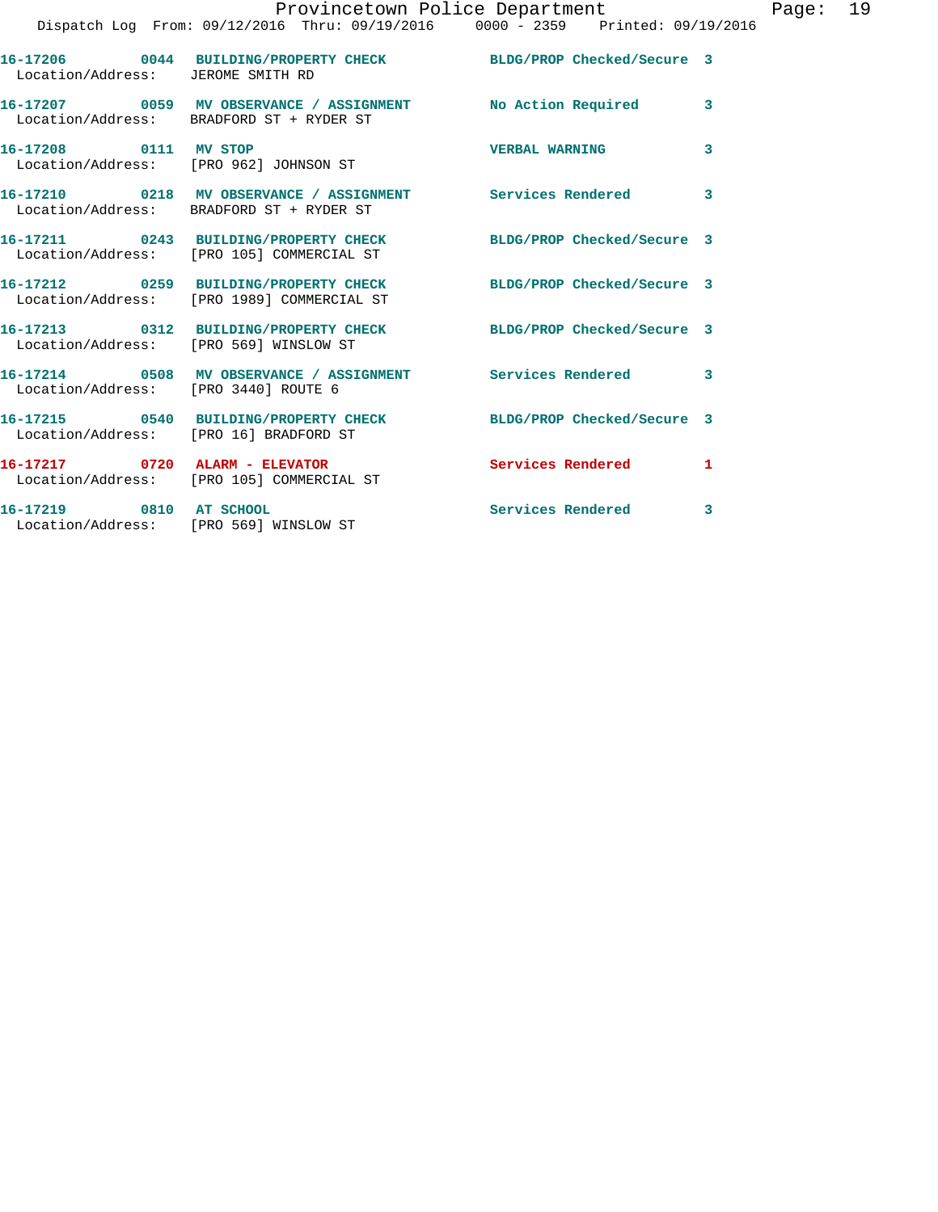16-17206 0044 BUILDING/PROPERTY CHECK BLDG/PROP Checked/Secure 3
Location/Address: JEROME SMITH RD

16-17207 0059 MV OBSERVANCE / ASSIGNMENT No Action Required 3
Location/Address: BRADFORD ST + RYDER ST

16-17208 0111 MV STOP VERBAL WARNING 3
Location/Address: [PRO 962] JOHNSON ST

16-17210 0218 MV OBSERVANCE / ASSIGNMENT Services Rendered 3
Location/Address: BRADFORD ST + RYDER ST

16-17211 0243 BUILDING/PROPERTY CHECK BLDG/PROP Checked/Secure 3
Location/Address: [PRO 105] COMMERCIAL ST

16-17212 0259 BUILDING/PROPERTY CHECK BLDG/PROP Checked/Secure 3
Location/Address: [PRO 1989] COMMERCIAL ST

16-17213 0312 BUILDING/PROPERTY CHECK BLDG/PROP Checked/Secure 3
Location/Address: [PRO 569] WINSLOW ST

16-17214 0508 MV OBSERVANCE / ASSIGNMENT Services Rendered 3
Location/Address: [PRO 3440] ROUTE 6

16-17215 0540 BUILDING/PROPERTY CHECK BLDG/PROP Checked/Secure 3
Location/Address: [PRO 16] BRADFORD ST

16-17217 0720 ALARM - ELEVATOR Services Rendered 1
Location/Address: [PRO 105] COMMERCIAL ST

16-17219 0810 AT SCHOOL Services Rendered 3
Location/Address: [PRO 569] WINSLOW ST